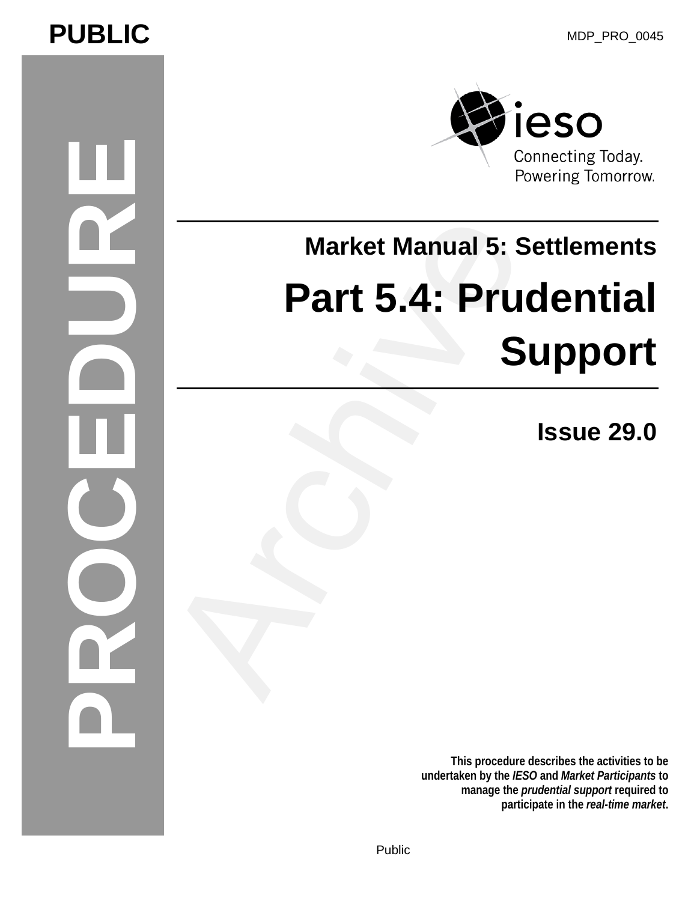PUBLIC

MDP_PRO_0045

PROCEDURE

Market Manual 5: Settlements

# Part 5.4: Prudential Support

Issue 29.0

**This procedure describes the activities to be undertaken by the *IESO* and *Market Participants* to manage the *prudential support* required to participate in the *real-time market*.**

Public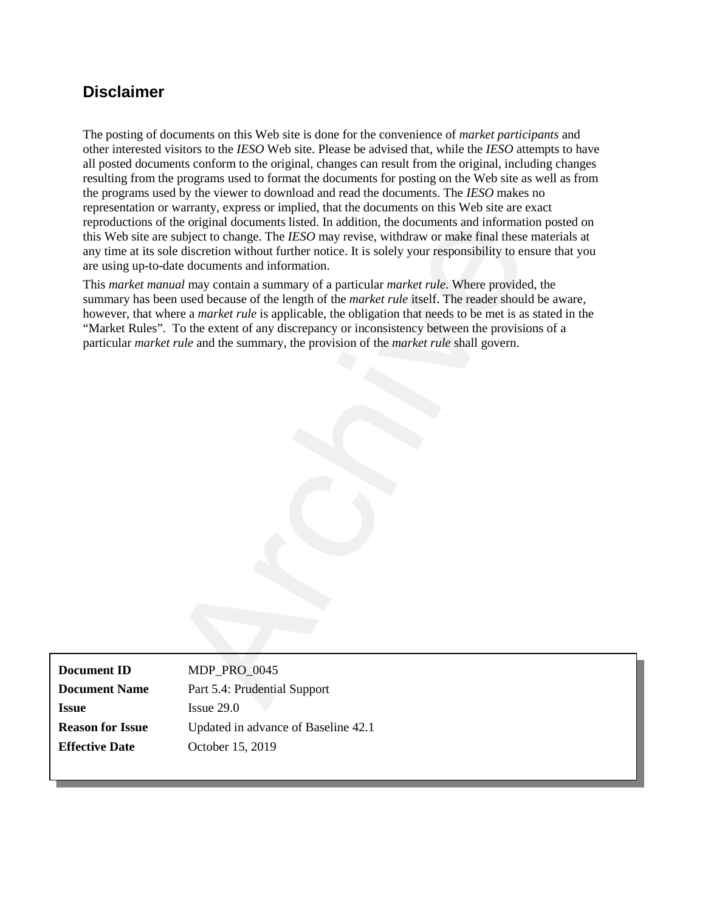## Disclaimer

The posting of documents on this Web site is done for the convenience of *market participants* and other interested visitors to the *IESO* Web site. Please be advised that, while the *IESO* attempts to have all posted documents conform to the original, changes can result from the original, including changes resulting from the programs used to format the documents for posting on the Web site as well as from the programs used by the viewer to download and read the documents. The *IESO* makes no representation or warranty, express or implied, that the documents on this Web site are exact reproductions of the original documents listed. In addition, the documents and information posted on this Web site are subject to change. The *IESO* may revise, withdraw or make final these materials at any time at its sole discretion without further notice. It is solely your responsibility to ensure that you are using up-to-date documents and information.

This *market manual* may contain a summary of a particular *market rule*. Where provided, the summary has been used because of the length of the *market rule* itself. The reader should be aware, however, that where a *market rule* is applicable, the obligation that needs to be met is as stated in the "Market Rules". To the extent of any discrepancy or inconsistency between the provisions of a particular *market rule* and the summary, the provision of the *market rule* shall govern.

| | |
|---|---|
| **Document ID** | MDP_PRO_0045 |
| **Document Name** | Part 5.4: Prudential Support |
| **Issue** | Issue 29.0 |
| **Reason for Issue** | Updated in advance of Baseline 42.1 |
| **Effective Date** | October 15, 2019 |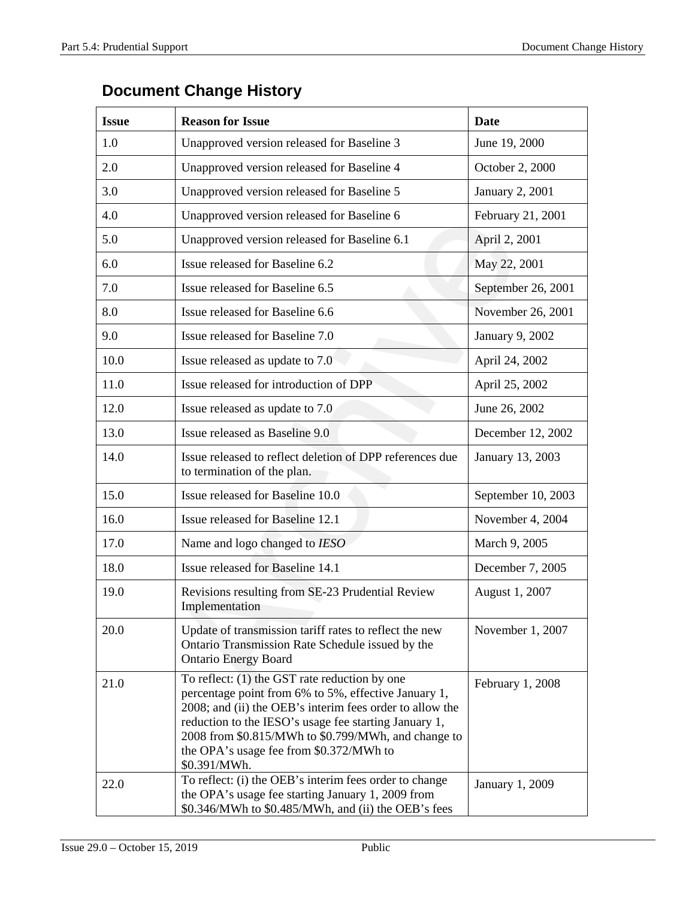## Document Change History

| Issue | Reason for Issue | Date |
|---|---|---|
| 1.0 | Unapproved version released for Baseline 3 | June 19, 2000 |
| 2.0 | Unapproved version released for Baseline 4 | October 2, 2000 |
| 3.0 | Unapproved version released for Baseline 5 | January 2, 2001 |
| 4.0 | Unapproved version released for Baseline 6 | February 21, 2001 |
| 5.0 | Unapproved version released for Baseline 6.1 | April 2, 2001 |
| 6.0 | Issue released for Baseline 6.2 | May 22, 2001 |
| 7.0 | Issue released for Baseline 6.5 | September 26, 2001 |
| 8.0 | Issue released for Baseline 6.6 | November 26, 2001 |
| 9.0 | Issue released for Baseline 7.0 | January 9, 2002 |
| 10.0 | Issue released as update to 7.0 | April 24, 2002 |
| 11.0 | Issue released for introduction of DPP | April 25, 2002 |
| 12.0 | Issue released as update to 7.0 | June 26, 2002 |
| 13.0 | Issue released as Baseline 9.0 | December 12, 2002 |
| 14.0 | Issue released to reflect deletion of DPP references due to termination of the plan. | January 13, 2003 |
| 15.0 | Issue released for Baseline 10.0 | September 10, 2003 |
| 16.0 | Issue released for Baseline 12.1 | November 4, 2004 |
| 17.0 | Name and logo changed to *IESO* | March 9, 2005 |
| 18.0 | Issue released for Baseline 14.1 | December 7, 2005 |
| 19.0 | Revisions resulting from SE-23 Prudential Review Implementation | August 1, 2007 |
| 20.0 | Update of transmission tariff rates to reflect the new Ontario Transmission Rate Schedule issued by the Ontario Energy Board | November 1, 2007 |
| 21.0 | To reflect: (1) the GST rate reduction by one percentage point from 6% to 5%, effective January 1, 2008; and (ii) the OEB's interim fees order to allow the reduction to the IESO's usage fee starting January 1, 2008 from $0.815/MWh to $0.799/MWh, and change to the OPA's usage fee from $0.372/MWh to $0.391/MWh. | February 1, 2008 |
| 22.0 | To reflect: (i) the OEB's interim fees order to change the OPA's usage fee starting January 1, 2009 from $0.346/MWh to $0.485/MWh, and (ii) the OEB's fees | January 1, 2009 |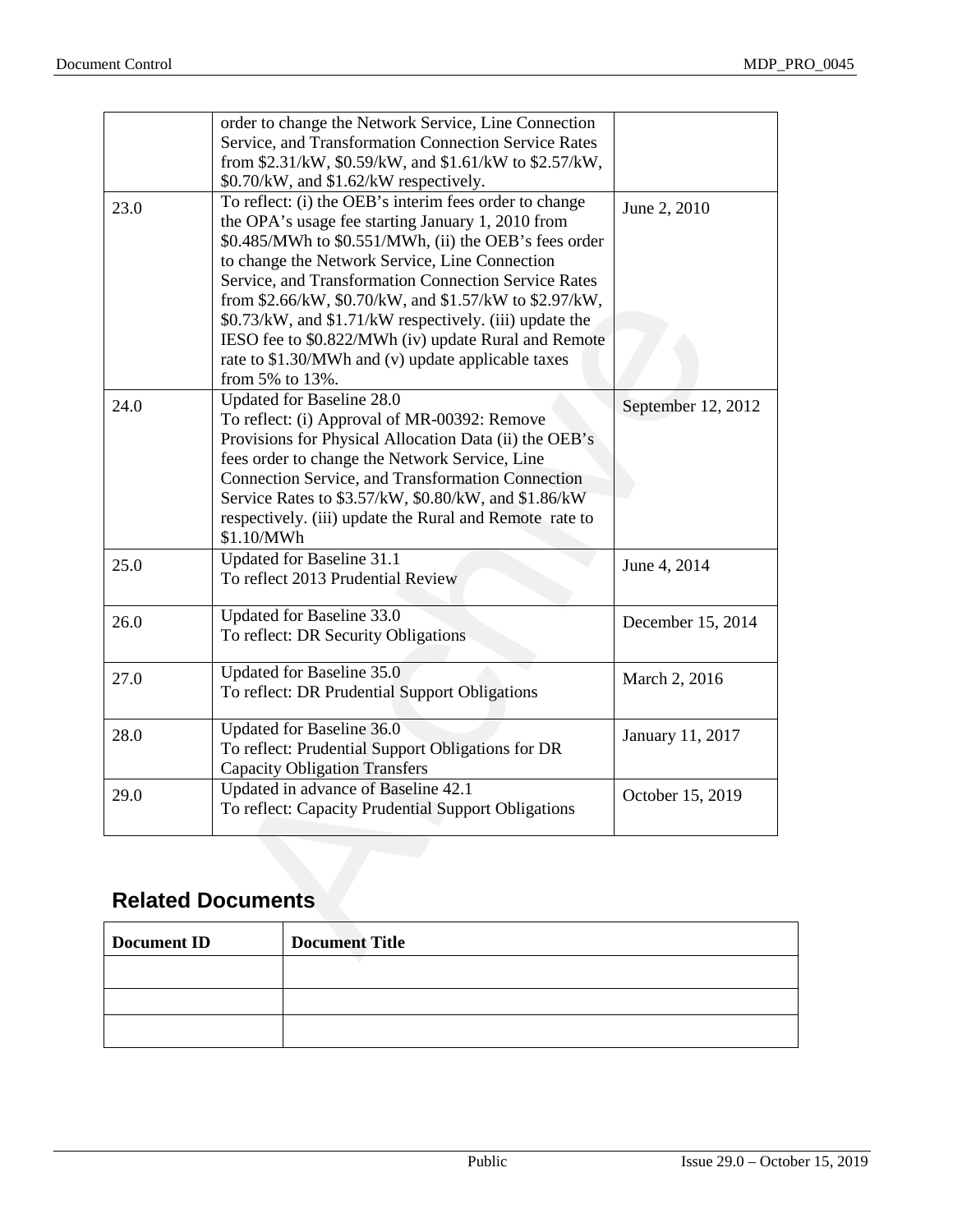|  | order to change the Network Service, Line Connection Service, and Transformation Connection Service Rates from $2.31/kW, $0.59/kW, and $1.61/kW to $2.57/kW, $0.70/kW, and $1.62/kW respectively. |  |
|---|---|---|
| 23.0 | To reflect: (i) the OEB's interim fees order to change the OPA's usage fee starting January 1, 2010 from $0.485/MWh to $0.551/MWh, (ii) the OEB's fees order to change the Network Service, Line Connection Service, and Transformation Connection Service Rates from $2.66/kW, $0.70/kW, and $1.57/kW to $2.97/kW, $0.73/kW, and $1.71/kW respectively. (iii) update the IESO fee to $0.822/MWh (iv) update Rural and Remote rate to $1.30/MWh and (v) update applicable taxes from 5% to 13%. | June 2, 2010 |
| 24.0 | Updated for Baseline 28.0<br>To reflect: (i) Approval of MR-00392: Remove Provisions for Physical Allocation Data (ii) the OEB's fees order to change the Network Service, Line Connection Service, and Transformation Connection Service Rates to $3.57/kW, $0.80/kW, and $1.86/kW respectively. (iii) update the Rural and Remote rate to $1.10/MWh | September 12, 2012 |
| 25.0 | Updated for Baseline 31.1<br>To reflect 2013 Prudential Review | June 4, 2014 |
| 26.0 | Updated for Baseline 33.0<br>To reflect: DR Security Obligations | December 15, 2014 |
| 27.0 | Updated for Baseline 35.0<br>To reflect: DR Prudential Support Obligations | March 2, 2016 |
| 28.0 | Updated for Baseline 36.0<br>To reflect: Prudential Support Obligations for DR Capacity Obligation Transfers | January 11, 2017 |
| 29.0 | Updated in advance of Baseline 42.1<br>To reflect: Capacity Prudential Support Obligations | October 15, 2019 |

## Related Documents

| Document ID | Document Title |
|---|---|
|  |  |
|  |  |
|  |  |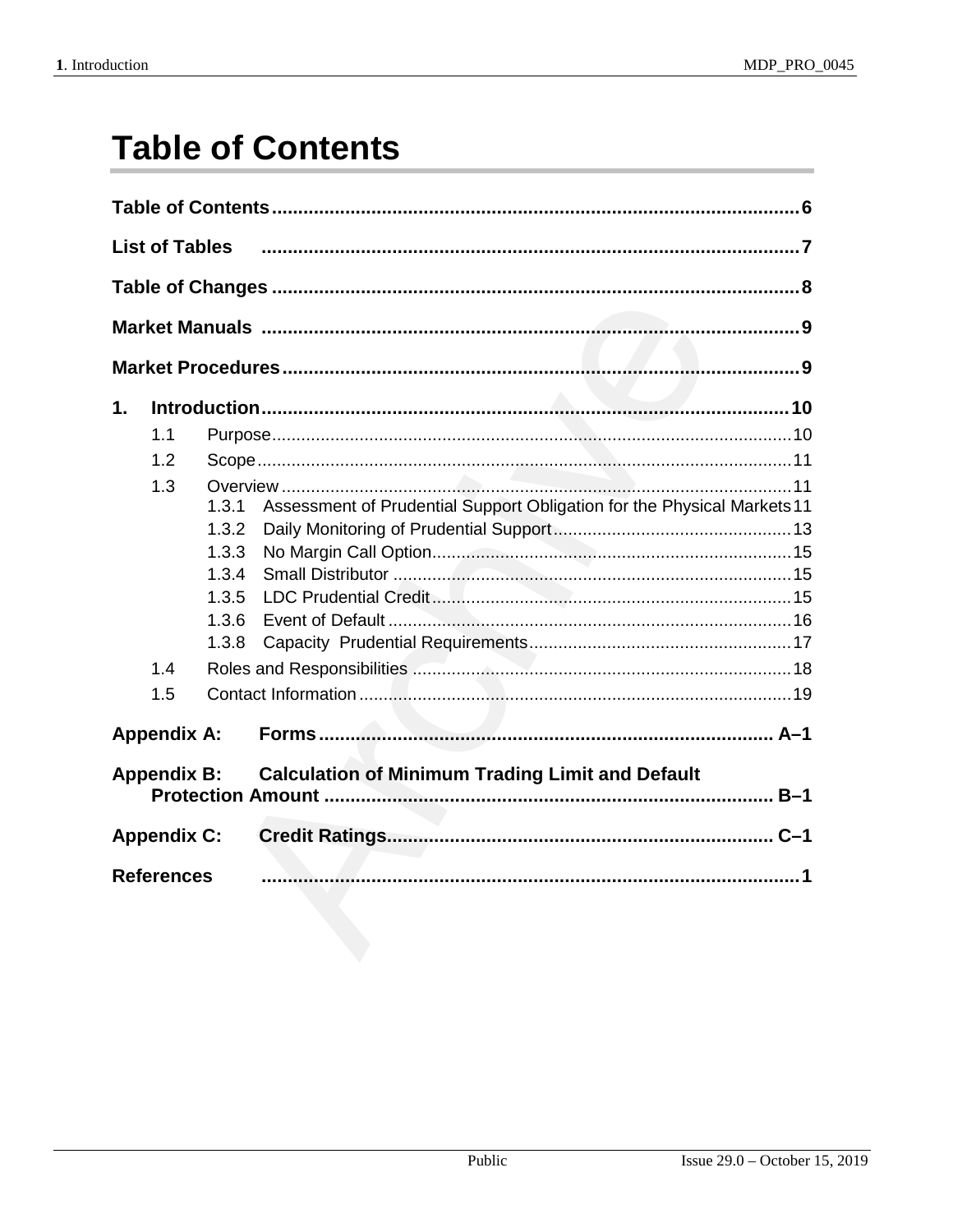# Table of Contents

**Table of Contents** .................................................................................................. 6

**List of Tables** .................................................................................................. 7

**Table of Changes** .................................................................................................. 8

**Market Manuals** .................................................................................................. 9

**Market Procedures** .................................................................................................. 9

**1. Introduction** .................................................................................................. 10

- 1.1 Purpose .................................................................................................. 10
- 1.2 Scope .................................................................................................. 11
- 1.3 Overview .................................................................................................. 11
  - 1.3.1 Assessment of Prudential Support Obligation for the Physical Markets 11
  - 1.3.2 Daily Monitoring of Prudential Support .................................................. 13
  - 1.3.3 No Margin Call Option .................................................................................................. 15
  - 1.3.4 Small Distributor .................................................................................................. 15
  - 1.3.5 LDC Prudential Credit .................................................................................................. 15
  - 1.3.6 Event of Default .................................................................................................. 16
  - 1.3.8 Capacity Prudential Requirements .................................................................................................. 17
- 1.4 Roles and Responsibilities .................................................................................................. 18
- 1.5 Contact Information .................................................................................................. 19

**Appendix A: Forms** .................................................................................................. A–1

**Appendix B: Calculation of Minimum Trading Limit and Default Protection Amount** .................................................................................................. B–1

**Appendix C: Credit Ratings** .................................................................................................. C–1

**References** .................................................................................................. 1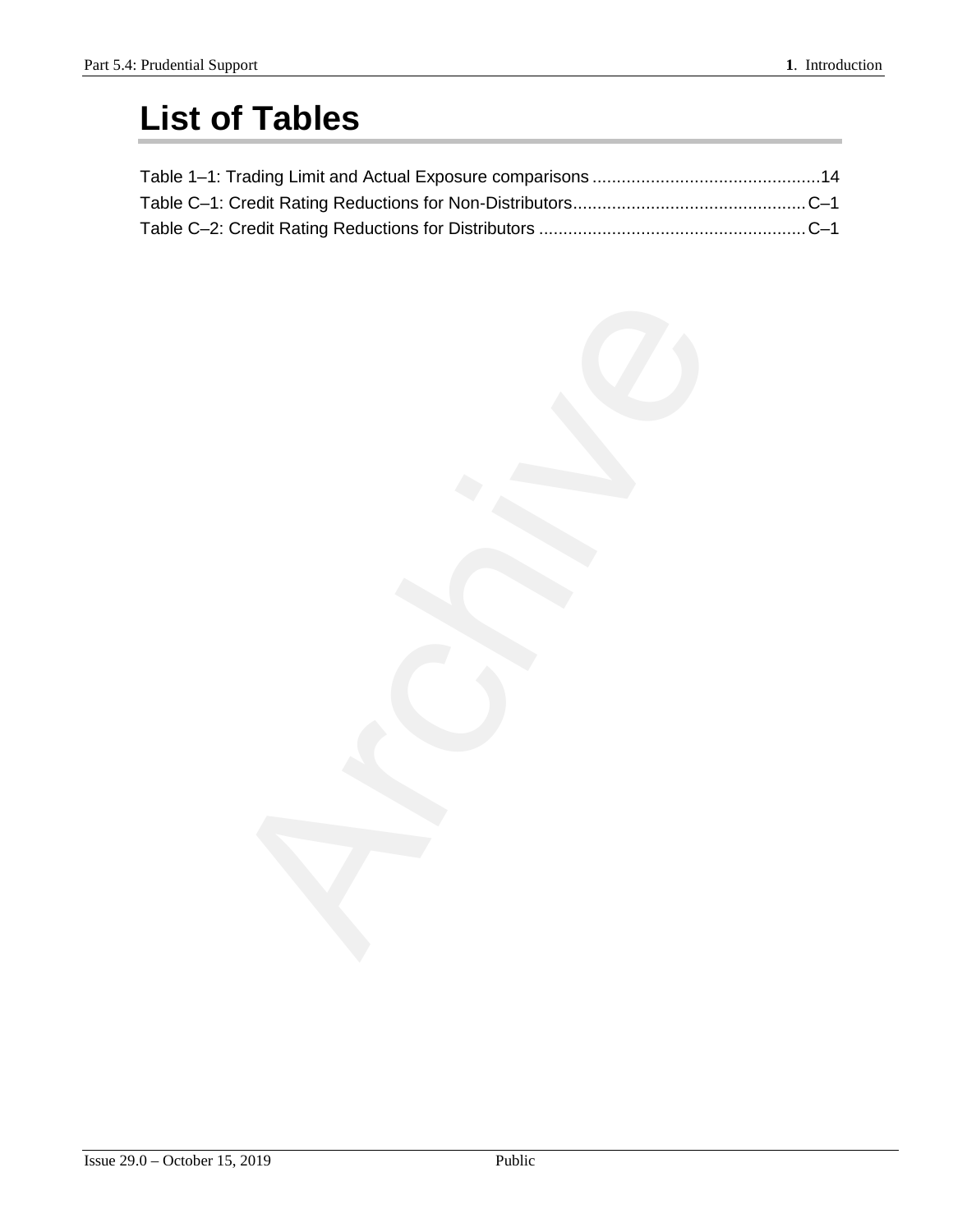# List of Tables

Table 1–1: Trading Limit and Actual Exposure comparisons ............................................... 14
Table C–1: Credit Rating Reductions for Non-Distributors................................................ C–1
Table C–2: Credit Rating Reductions for Distributors ....................................................... C–1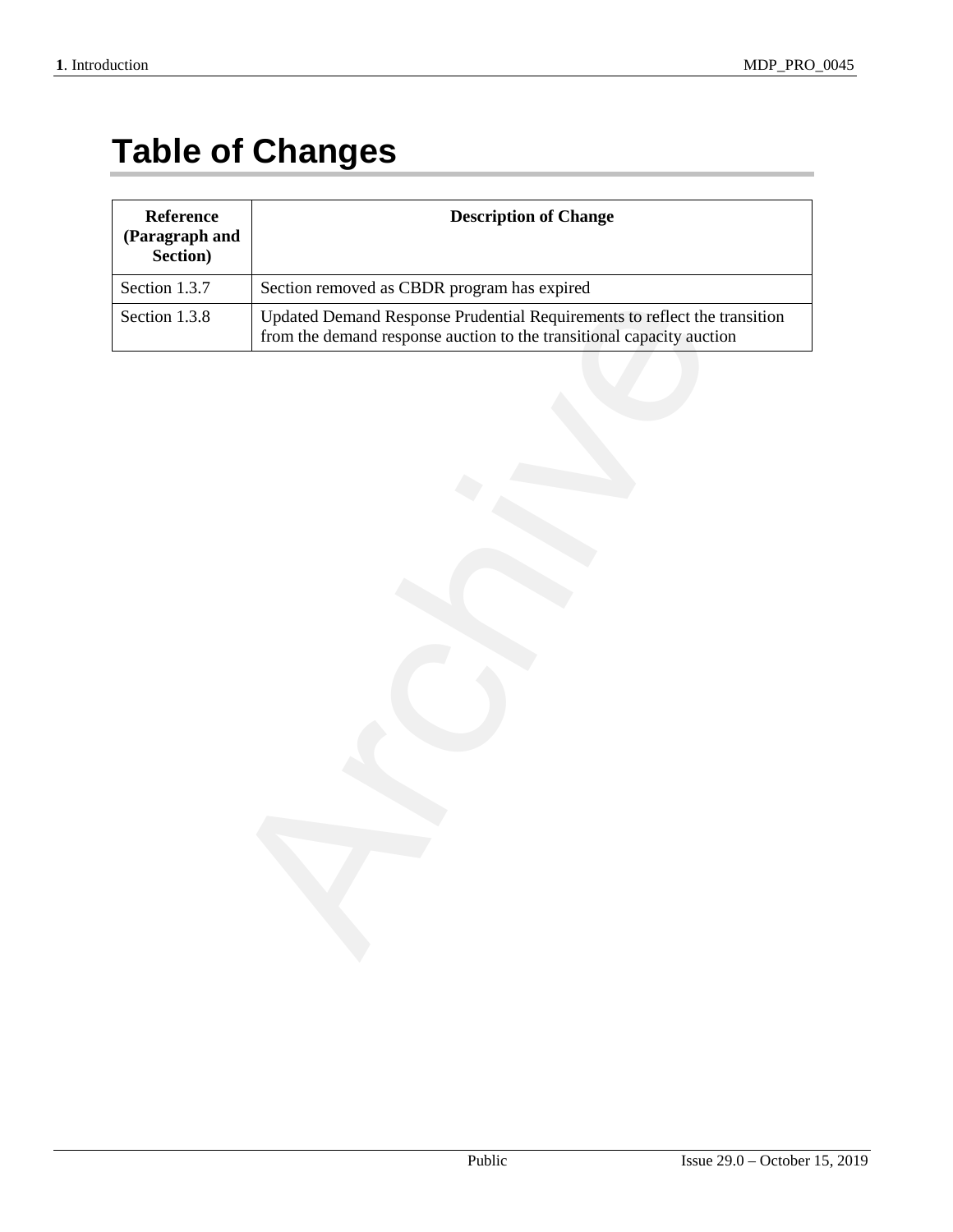# Table of Changes

| Reference (Paragraph and Section) | Description of Change |
|---|---|
| Section 1.3.7 | Section removed as CBDR program has expired |
| Section 1.3.8 | Updated Demand Response Prudential Requirements to reflect the transition from the demand response auction to the transitional capacity auction |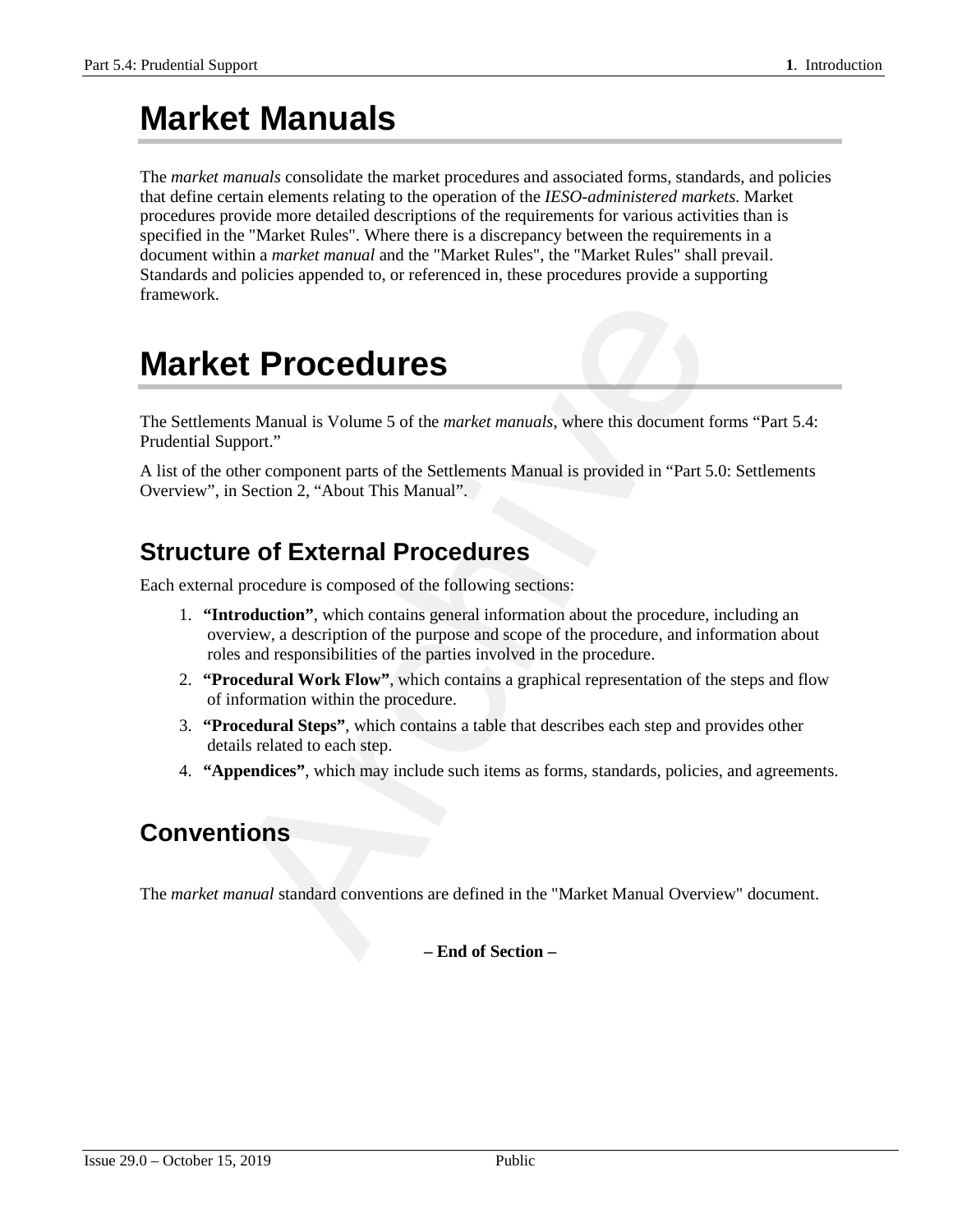# Market Manuals

The *market manuals* consolidate the market procedures and associated forms, standards, and policies that define certain elements relating to the operation of the *IESO-administered markets*. Market procedures provide more detailed descriptions of the requirements for various activities than is specified in the "Market Rules". Where there is a discrepancy between the requirements in a document within a *market manual* and the "Market Rules", the "Market Rules" shall prevail. Standards and policies appended to, or referenced in, these procedures provide a supporting framework.

# Market Procedures

The Settlements Manual is Volume 5 of the *market manuals*, where this document forms "Part 5.4: Prudential Support."

A list of the other component parts of the Settlements Manual is provided in "Part 5.0: Settlements Overview", in Section 2, "About This Manual".

## Structure of External Procedures

Each external procedure is composed of the following sections:

1. **"Introduction"**, which contains general information about the procedure, including an overview, a description of the purpose and scope of the procedure, and information about roles and responsibilities of the parties involved in the procedure.
2. **"Procedural Work Flow"**, which contains a graphical representation of the steps and flow of information within the procedure.
3. **"Procedural Steps"**, which contains a table that describes each step and provides other details related to each step.
4. **"Appendices"**, which may include such items as forms, standards, policies, and agreements.

## Conventions

The *market manual* standard conventions are defined in the "Market Manual Overview" document.

**– End of Section –**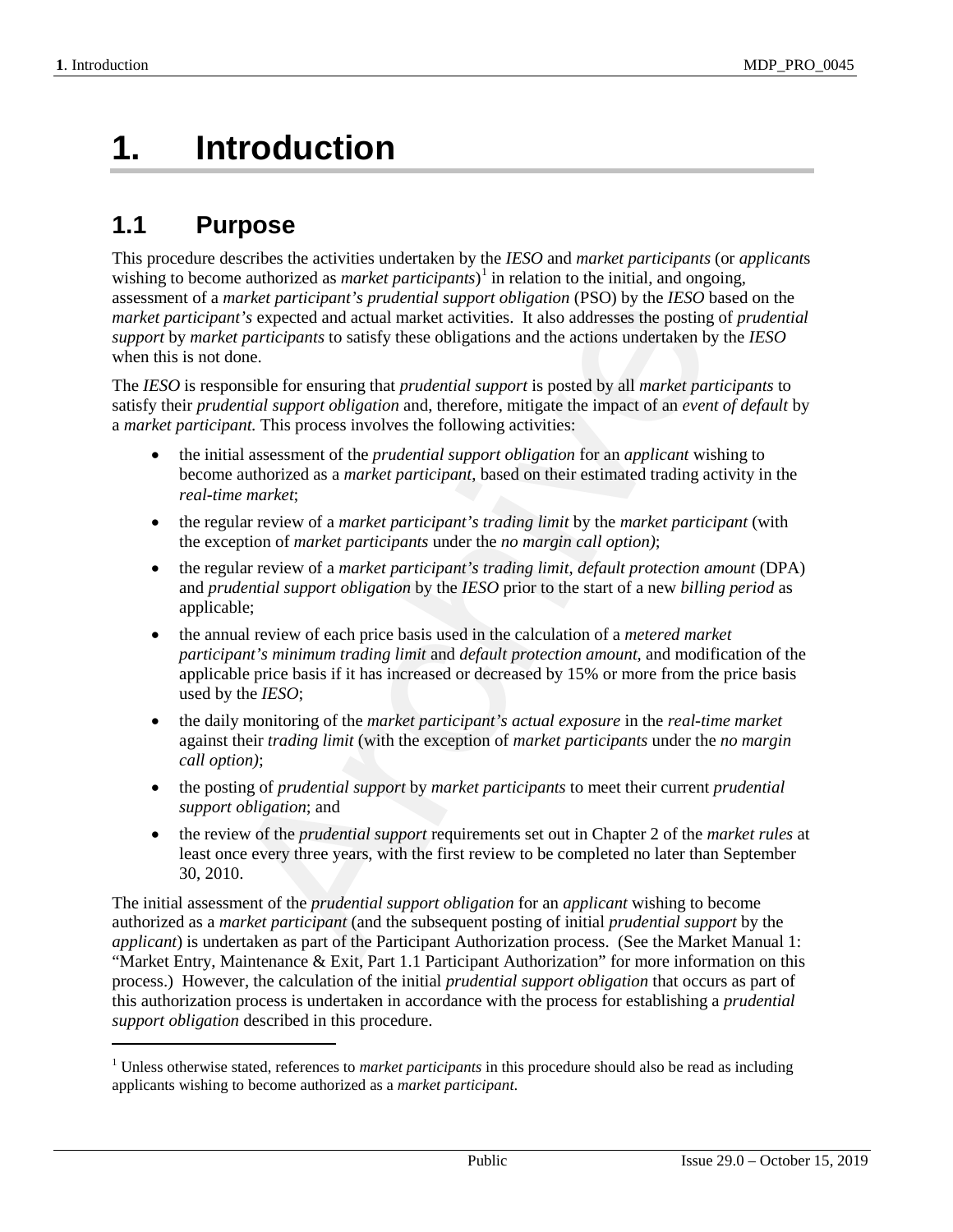// Transcribed page 9 of 23 (document fc3e4e529185)

# 1. Introduction

## 1.1 Purpose

This procedure describes the activities undertaken by the *IESO* and *market participants* (or *applicant*s wishing to become authorized as *market participants*)[1] in relation to the initial, and ongoing, assessment of a *market participant's prudential support obligation* (PSO) by the *IESO* based on the *market participant's* expected and actual market activities. It also addresses the posting of *prudential support* by *market participants* to satisfy these obligations and the actions undertaken by the *IESO* when this is not done.

The *IESO* is responsible for ensuring that *prudential support* is posted by all *market participants* to satisfy their *prudential support obligation* and, therefore, mitigate the impact of an *event of default* by a *market participant.* This process involves the following activities:

- the initial assessment of the *prudential support obligation* for an *applicant* wishing to become authorized as a *market participant*, based on their estimated trading activity in the *real-time market*;
- the regular review of a *market participant's trading limit* by the *market participant* (with the exception of *market participants* under the *no margin call option)*;
- the regular review of a *market participant's trading limit*, *default protection amount* (DPA) and *prudential support obligation* by the *IESO* prior to the start of a new *billing period* as applicable;
- the annual review of each price basis used in the calculation of a *metered market participant's minimum trading limit* and *default protection amount*, and modification of the applicable price basis if it has increased or decreased by 15% or more from the price basis used by the *IESO*;
- the daily monitoring of the *market participant's actual exposure* in the *real-time market* against their *trading limit* (with the exception of *market participants* under the *no margin call option)*;
- the posting of *prudential support* by *market participants* to meet their current *prudential support obligation*; and
- the review of the *prudential support* requirements set out in Chapter 2 of the *market rules* at least once every three years, with the first review to be completed no later than September 30, 2010.

The initial assessment of the *prudential support obligation* for an *applicant* wishing to become authorized as a *market participant* (and the subsequent posting of initial *prudential support* by the *applicant*) is undertaken as part of the Participant Authorization process. (See the Market Manual 1: "Market Entry, Maintenance & Exit, Part 1.1 Participant Authorization" for more information on this process.) However, the calculation of the initial *prudential support obligation* that occurs as part of this authorization process is undertaken in accordance with the process for establishing a *prudential support obligation* described in this procedure.

[1] Unless otherwise stated, references to *market participants* in this procedure should also be read as including applicants wishing to become authorized as a *market participant*.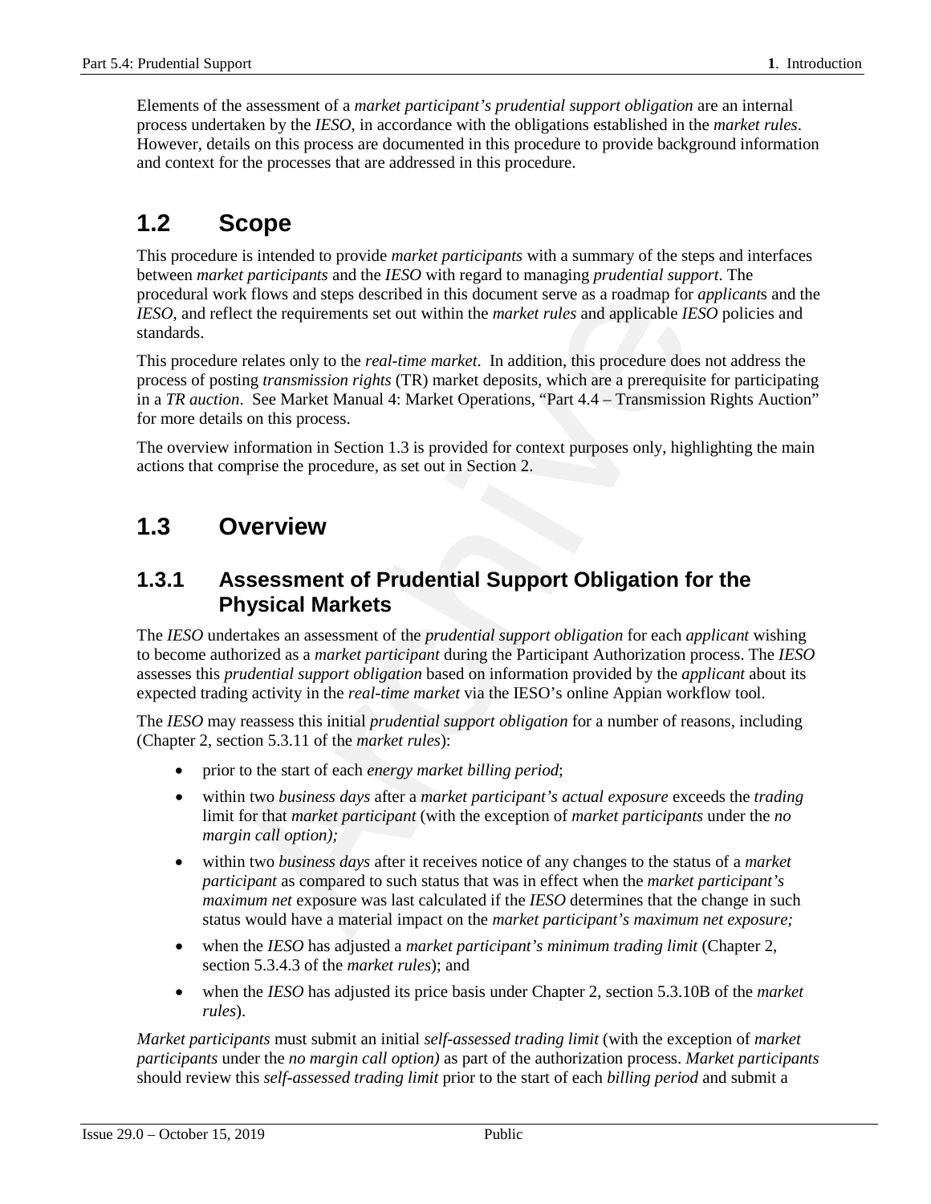Elements of the assessment of a *market participant's prudential support obligation* are an internal process undertaken by the *IESO*, in accordance with the obligations established in the *market rules*. However, details on this process are documented in this procedure to provide background information and context for the processes that are addressed in this procedure.

## 1.2 Scope

This procedure is intended to provide *market participants* with a summary of the steps and interfaces between *market participants* and the *IESO* with regard to managing *prudential support*. The procedural work flows and steps described in this document serve as a roadmap for *applicant*s and the *IESO*, and reflect the requirements set out within the *market rules* and applicable *IESO* policies and standards.

This procedure relates only to the *real-time market*. In addition, this procedure does not address the process of posting *transmission rights* (TR) market deposits, which are a prerequisite for participating in a *TR auction*. See Market Manual 4: Market Operations, "Part 4.4 – Transmission Rights Auction" for more details on this process.

The overview information in Section 1.3 is provided for context purposes only, highlighting the main actions that comprise the procedure, as set out in Section 2.

## 1.3 Overview

### 1.3.1 Assessment of Prudential Support Obligation for the Physical Markets

The *IESO* undertakes an assessment of the *prudential support obligation* for each *applicant* wishing to become authorized as a *market participant* during the Participant Authorization process. The *IESO* assesses this *prudential support obligation* based on information provided by the *applicant* about its expected trading activity in the *real-time market* via the IESO's online Appian workflow tool.

The *IESO* may reassess this initial *prudential support obligation* for a number of reasons, including (Chapter 2, section 5.3.11 of the *market rules*):

- prior to the start of each *energy market billing period*;
- within two *business days* after a *market participant's actual exposure* exceeds the *trading* limit for that *market participant* (with the exception of *market participants* under the *no margin call option);*
- within two *business days* after it receives notice of any changes to the status of a *market participant* as compared to such status that was in effect when the *market participant's maximum net* exposure was last calculated if the *IESO* determines that the change in such status would have a material impact on the *market participant's maximum net exposure;*
- when the *IESO* has adjusted a *market participant's minimum trading limit* (Chapter 2, section 5.3.4.3 of the *market rules*); and
- when the *IESO* has adjusted its price basis under Chapter 2, section 5.3.10B of the *market rules*).

*Market participants* must submit an initial *self-assessed trading limit* (with the exception of *market participants* under the *no margin call option)* as part of the authorization process. *Market participants* should review this *self-assessed trading limit* prior to the start of each *billing period* and submit a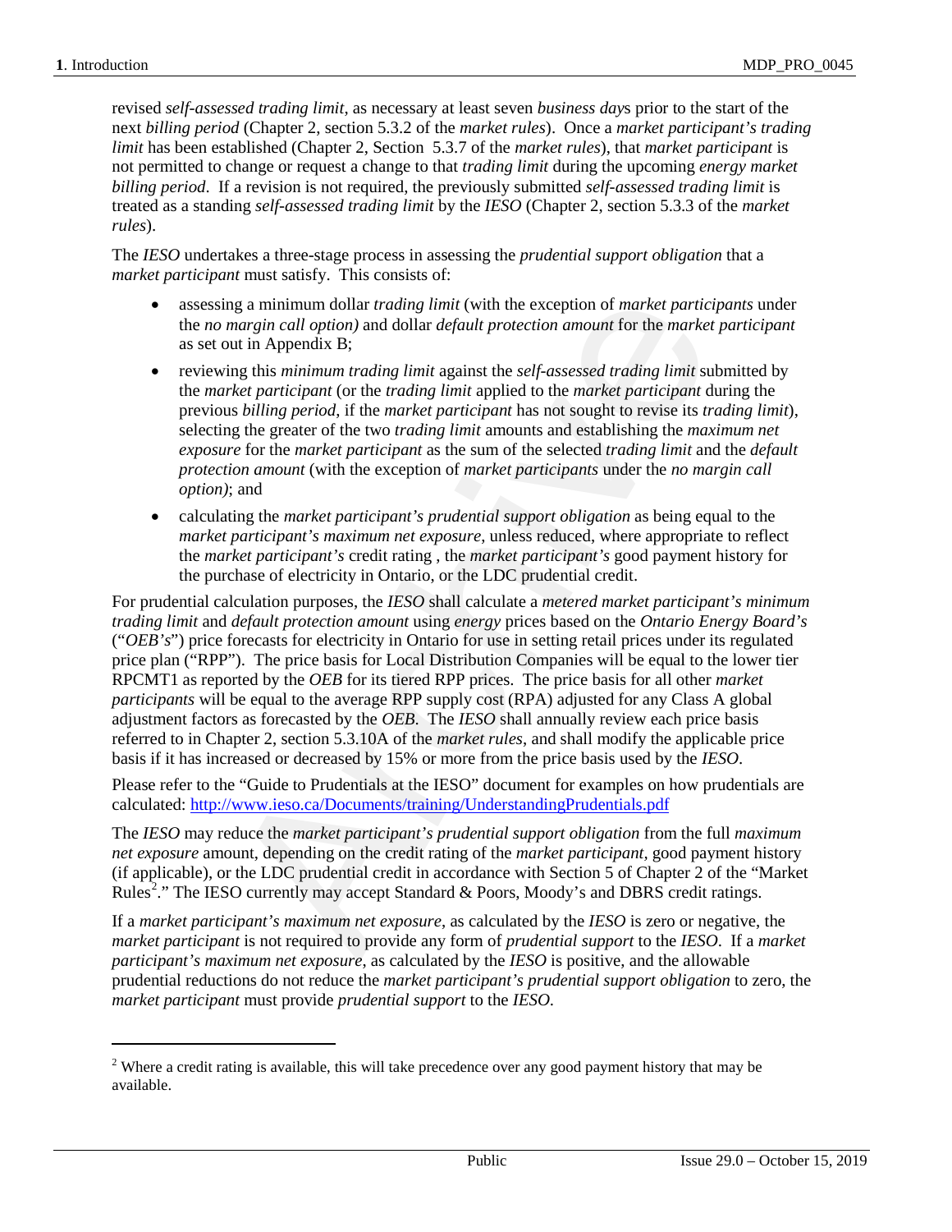revised *self-assessed trading limit*, as necessary at least seven *business day*s prior to the start of the next *billing period* (Chapter 2, section 5.3.2 of the *market rules*). Once a *market participant's trading limit* has been established (Chapter 2, Section 5.3.7 of the *market rules*), that *market participant* is not permitted to change or request a change to that *trading limit* during the upcoming *energy market billing period*. If a revision is not required, the previously submitted *self-assessed trading limit* is treated as a standing *self-assessed trading limit* by the *IESO* (Chapter 2, section 5.3.3 of the *market rules*).

The *IESO* undertakes a three-stage process in assessing the *prudential support obligation* that a *market participant* must satisfy. This consists of:

- assessing a minimum dollar *trading limit* (with the exception of *market participants* under the *no margin call option)* and dollar *default protection amount* for the *market participant* as set out in Appendix B;
- reviewing this *minimum trading limit* against the *self-assessed trading limit* submitted by the *market participant* (or the *trading limit* applied to the *market participant* during the previous *billing period*, if the *market participant* has not sought to revise its *trading limit*), selecting the greater of the two *trading limit* amounts and establishing the *maximum net exposure* for the *market participant* as the sum of the selected *trading limit* and the *default protection amount* (with the exception of *market participants* under the *no margin call option)*; and
- calculating the *market participant's prudential support obligation* as being equal to the *market participant's maximum net exposure*, unless reduced, where appropriate to reflect the *market participant's* credit rating , the *market participant's* good payment history for the purchase of electricity in Ontario, or the LDC prudential credit.

For prudential calculation purposes, the *IESO* shall calculate a *metered market participant's minimum trading limit* and *default protection amount* using *energy* prices based on the *Ontario Energy Board's* ("*OEB's*") price forecasts for electricity in Ontario for use in setting retail prices under its regulated price plan ("RPP"). The price basis for Local Distribution Companies will be equal to the lower tier RPCMT1 as reported by the *OEB* for its tiered RPP prices. The price basis for all other *market participants* will be equal to the average RPP supply cost (RPA) adjusted for any Class A global adjustment factors as forecasted by the *OEB*. The *IESO* shall annually review each price basis referred to in Chapter 2, section 5.3.10A of the *market rules*, and shall modify the applicable price basis if it has increased or decreased by 15% or more from the price basis used by the *IESO*.

Please refer to the "Guide to Prudentials at the IESO" document for examples on how prudentials are calculated: [http://www.ieso.ca/Documents/training/UnderstandingPrudentials.pdf](http://www.ieso.ca/Documents/training/UnderstandingPrudentials.pdf)

The *IESO* may reduce the *market participant's prudential support obligation* from the full *maximum net exposure* amount, depending on the credit rating of the *market participant*, good payment history (if applicable), or the LDC prudential credit in accordance with Section 5 of Chapter 2 of the "Market Rules[2]." The IESO currently may accept Standard & Poors, Moody's and DBRS credit ratings.

If a *market participant's maximum net exposure*, as calculated by the *IESO* is zero or negative, the *market participant* is not required to provide any form of *prudential support* to the *IESO*. If a *market participant's maximum net exposure*, as calculated by the *IESO* is positive, and the allowable prudential reductions do not reduce the *market participant's prudential support obligation* to zero, the *market participant* must provide *prudential support* to the *IESO*.

---

[2] Where a credit rating is available, this will take precedence over any good payment history that may be available.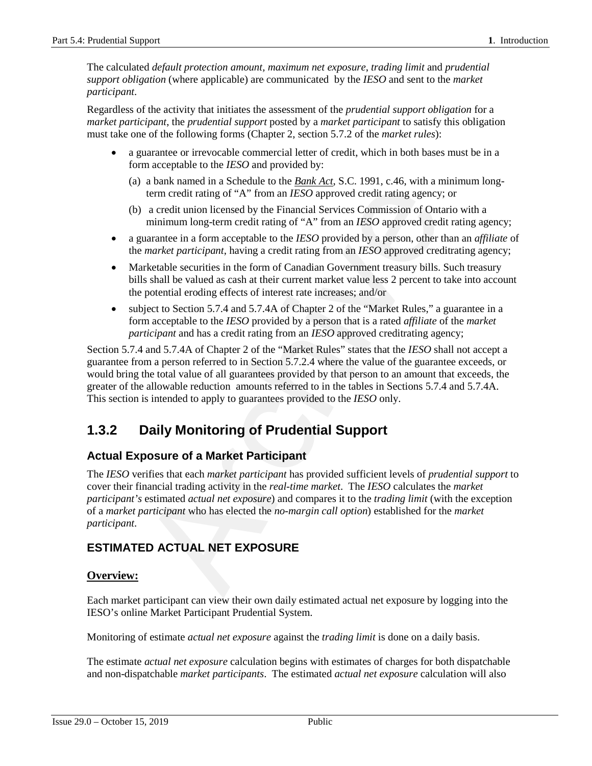The calculated *default protection amount*, *maximum net exposure*, *trading limit* and *prudential support obligation* (where applicable) are communicated by the *IESO* and sent to the *market participant*.

Regardless of the activity that initiates the assessment of the *prudential support obligation* for a *market participant*, the *prudential support* posted by a *market participant* to satisfy this obligation must take one of the following forms (Chapter 2, section 5.7.2 of the *market rules*):

- a guarantee or irrevocable commercial letter of credit, which in both bases must be in a form acceptable to the *IESO* and provided by:
  (a) a bank named in a Schedule to the *Bank Act*, S.C. 1991, c.46, with a minimum long-term credit rating of "A" from an *IESO* approved credit rating agency; or
  (b) a credit union licensed by the Financial Services Commission of Ontario with a minimum long-term credit rating of "A" from an *IESO* approved credit rating agency;
- a guarantee in a form acceptable to the *IESO* provided by a person, other than an *affiliate* of the *market participant*, having a credit rating from an *IESO* approved creditrating agency;
- Marketable securities in the form of Canadian Government treasury bills. Such treasury bills shall be valued as cash at their current market value less 2 percent to take into account the potential eroding effects of interest rate increases; and/or
- subject to Section 5.7.4 and 5.7.4A of Chapter 2 of the "Market Rules," a guarantee in a form acceptable to the *IESO* provided by a person that is a rated *affiliate* of the *market participant* and has a credit rating from an *IESO* approved creditrating agency;

Section 5.7.4 and 5.7.4A of Chapter 2 of the "Market Rules" states that the *IESO* shall not accept a guarantee from a person referred to in Section 5.7.2.4 where the value of the guarantee exceeds, or would bring the total value of all guarantees provided by that person to an amount that exceeds, the greater of the allowable reduction amounts referred to in the tables in Sections 5.7.4 and 5.7.4A. This section is intended to apply to guarantees provided to the *IESO* only.

## 1.3.2 Daily Monitoring of Prudential Support

### Actual Exposure of a Market Participant

The *IESO* verifies that each *market participant* has provided sufficient levels of *prudential support* to cover their financial trading activity in the *real-time market*. The *IESO* calculates the *market participant's* estimated *actual net exposure*) and compares it to the *trading limit* (with the exception of a *market participant* who has elected the *no-margin call option*) established for the *market participant*.

### ESTIMATED ACTUAL NET EXPOSURE

**Overview:**

Each market participant can view their own daily estimated actual net exposure by logging into the IESO's online Market Participant Prudential System.

Monitoring of estimate *actual net exposure* against the *trading limit* is done on a daily basis.

The estimate *actual net exposure* calculation begins with estimates of charges for both dispatchable and non-dispatchable *market participants*. The estimated *actual net exposure* calculation will also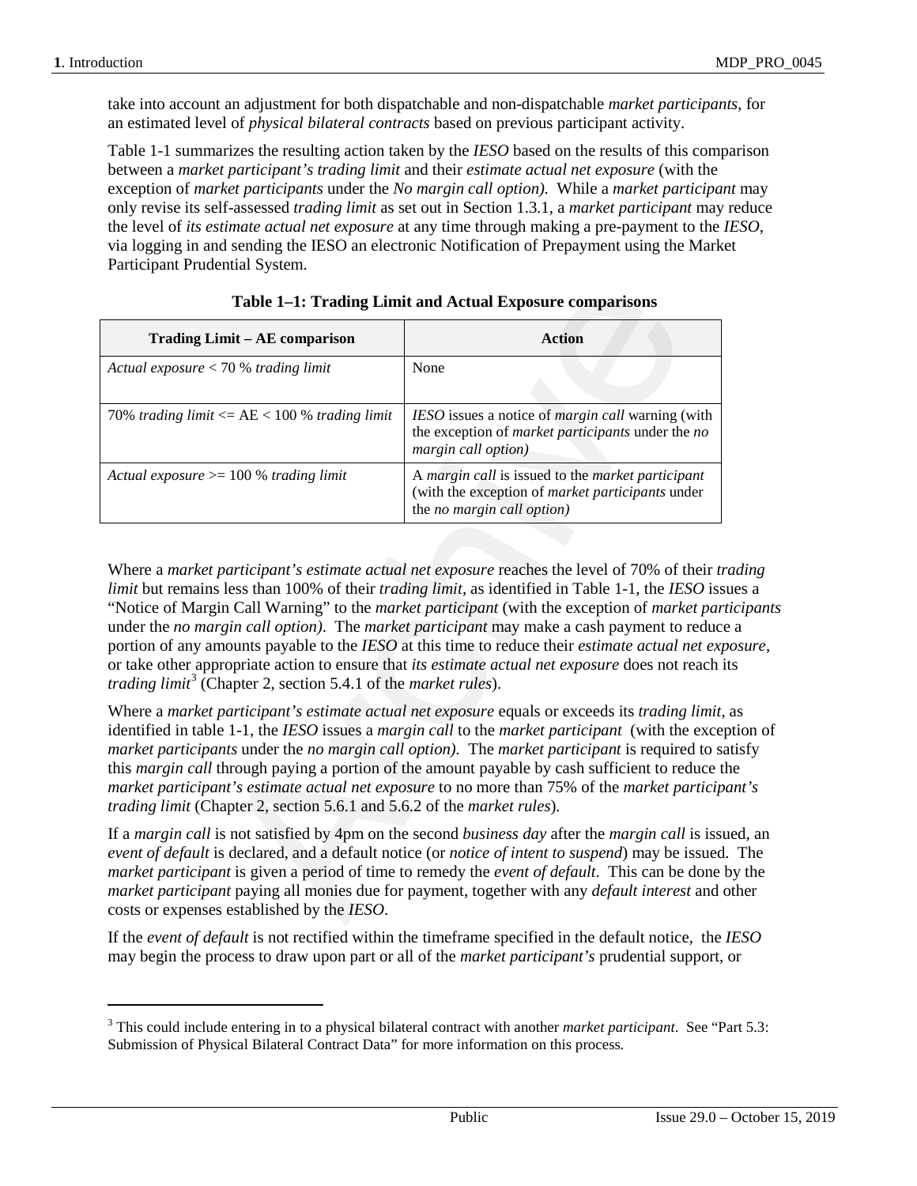take into account an adjustment for both dispatchable and non-dispatchable *market participants*, for an estimated level of *physical bilateral contracts* based on previous participant activity.

Table 1-1 summarizes the resulting action taken by the *IESO* based on the results of this comparison between a *market participant's trading limit* and their *estimate actual net exposure* (with the exception of *market participants* under the *No margin call option).* While a *market participant* may only revise its self-assessed *trading limit* as set out in Section 1.3.1, a *market participant* may reduce the level of *its estimate actual net exposure* at any time through making a pre-payment to the *IESO*, via logging in and sending the IESO an electronic Notification of Prepayment using the Market Participant Prudential System.

**Table 1–1: Trading Limit and Actual Exposure comparisons**

| Trading Limit – AE comparison | Action |
|---|---|
| *Actual exposure* < 70 % *trading limit* | None |
| 70% *trading limit* <= AE < 100 % *trading limit* | *IESO* issues a notice of *margin call* warning (with the exception of *market participants* under the *no margin call option)* |
| *Actual exposure* >= 100 % *trading limit* | A *margin call* is issued to the *market participant* (with the exception of *market participants* under the *no margin call option)* |

Where a *market participant's estimate actual net exposure* reaches the level of 70% of their *trading limit* but remains less than 100% of their *trading limit*, as identified in Table 1-1, the *IESO* issues a "Notice of Margin Call Warning" to the *market participant* (with the exception of *market participants* under the *no margin call option)*. The *market participant* may make a cash payment to reduce a portion of any amounts payable to the *IESO* at this time to reduce their *estimate actual net exposure*, or take other appropriate action to ensure that *its estimate actual net exposure* does not reach its *trading limit*[3] (Chapter 2, section 5.4.1 of the *market rules*).

Where a *market participant's estimate actual net exposure* equals or exceeds its *trading limit*, as identified in table 1-1, the *IESO* issues a *margin call* to the *market participant* (with the exception of *market participants* under the *no margin call option)*. The *market participant* is required to satisfy this *margin call* through paying a portion of the amount payable by cash sufficient to reduce the *market participant's estimate actual net exposure* to no more than 75% of the *market participant's trading limit* (Chapter 2, section 5.6.1 and 5.6.2 of the *market rules*).

If a *margin call* is not satisfied by 4pm on the second *business day* after the *margin call* is issued, an *event of default* is declared, and a default notice (or *notice of intent to suspend*) may be issued. The *market participant* is given a period of time to remedy the *event of default*. This can be done by the *market participant* paying all monies due for payment, together with any *default interest* and other costs or expenses established by the *IESO*.

If the *event of default* is not rectified within the timeframe specified in the default notice, the *IESO* may begin the process to draw upon part or all of the *market participant's* prudential support, or

[3] This could include entering in to a physical bilateral contract with another *market participant*. See "Part 5.3: Submission of Physical Bilateral Contract Data" for more information on this process.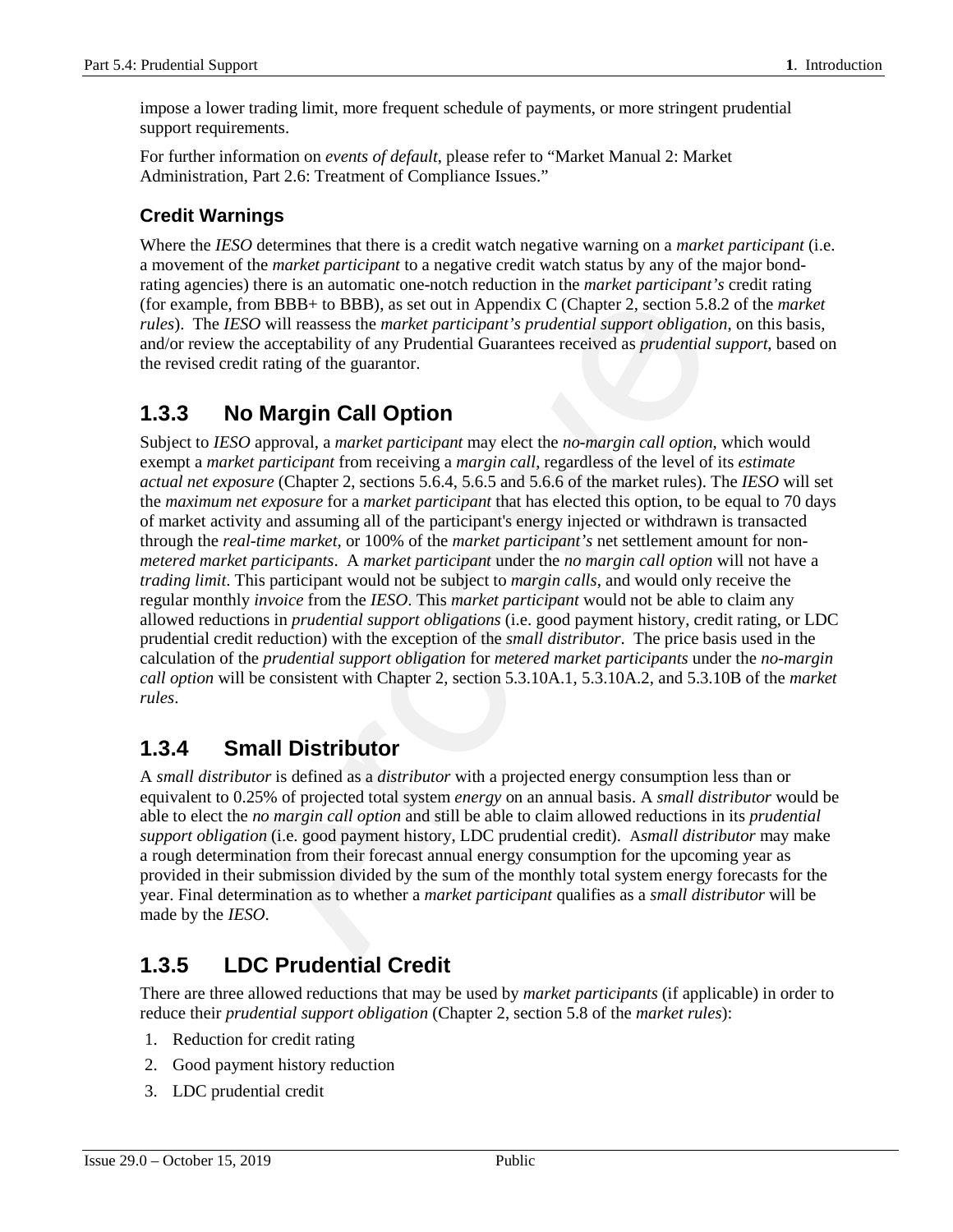impose a lower trading limit, more frequent schedule of payments, or more stringent prudential support requirements.

For further information on *events of default*, please refer to "Market Manual 2: Market Administration, Part 2.6: Treatment of Compliance Issues."

#### Credit Warnings

Where the *IESO* determines that there is a credit watch negative warning on a *market participant* (i.e. a movement of the *market participant* to a negative credit watch status by any of the major bond-rating agencies) there is an automatic one-notch reduction in the *market participant's* credit rating (for example, from BBB+ to BBB), as set out in Appendix C (Chapter 2, section 5.8.2 of the *market rules*). The *IESO* will reassess the *market participant's prudential support obligation*, on this basis, and/or review the acceptability of any Prudential Guarantees received as *prudential support*, based on the revised credit rating of the guarantor.

### 1.3.3 No Margin Call Option

Subject to *IESO* approval, a *market participant* may elect the *no-margin call option*, which would exempt a *market participant* from receiving a *margin call*, regardless of the level of its *estimate actual net exposure* (Chapter 2, sections 5.6.4, 5.6.5 and 5.6.6 of the market rules). The *IESO* will set the *maximum net exposure* for a *market participant* that has elected this option, to be equal to 70 days of market activity and assuming all of the participant's energy injected or withdrawn is transacted through the *real-time market*, or 100% of the *market participant's* net settlement amount for non-*metered market participants*. A *market participant* under the *no margin call option* will not have a *trading limit*. This participant would not be subject to *margin calls*, and would only receive the regular monthly *invoice* from the *IESO*. This *market participant* would not be able to claim any allowed reductions in *prudential support obligations* (i.e. good payment history, credit rating, or LDC prudential credit reduction) with the exception of the *small distributor*. The price basis used in the calculation of the *prudential support obligation* for *metered market participants* under the *no-margin call option* will be consistent with Chapter 2, section 5.3.10A.1, 5.3.10A.2, and 5.3.10B of the *market rules*.

### 1.3.4 Small Distributor

A *small distributor* is defined as a *distributor* with a projected energy consumption less than or equivalent to 0.25% of projected total system *energy* on an annual basis. A *small distributor* would be able to elect the *no margin call option* and still be able to claim allowed reductions in its *prudential support obligation* (i.e. good payment history, LDC prudential credit). A*small distributor* may make a rough determination from their forecast annual energy consumption for the upcoming year as provided in their submission divided by the sum of the monthly total system energy forecasts for the year. Final determination as to whether a *market participant* qualifies as a *small distributor* will be made by the *IESO*.

### 1.3.5 LDC Prudential Credit

There are three allowed reductions that may be used by *market participants* (if applicable) in order to reduce their *prudential support obligation* (Chapter 2, section 5.8 of the *market rules*):

1. Reduction for credit rating
2. Good payment history reduction
3. LDC prudential credit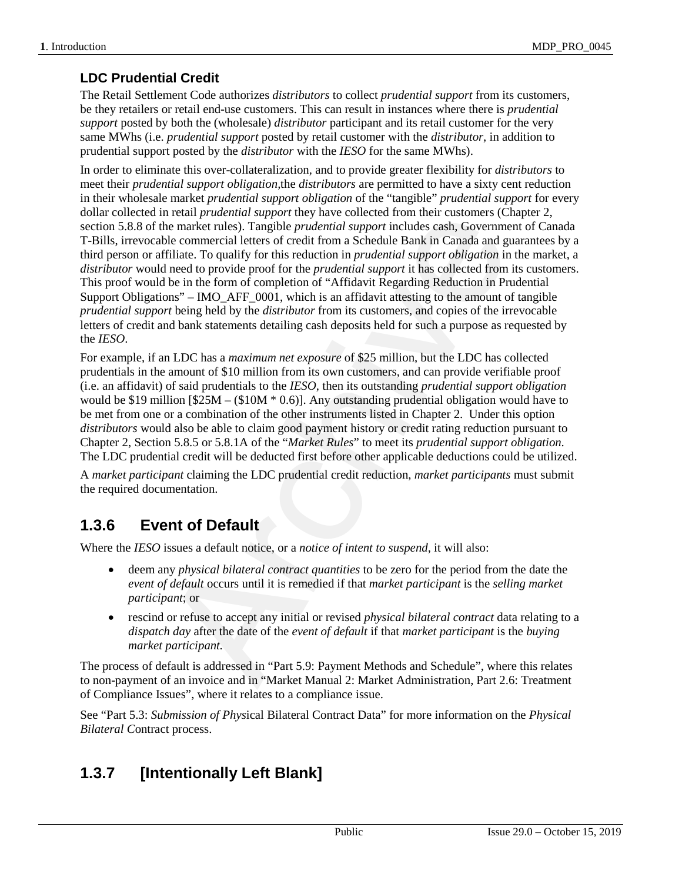### LDC Prudential Credit

The Retail Settlement Code authorizes *distributors* to collect *prudential support* from its customers, be they retailers or retail end-use customers. This can result in instances where there is *prudential support* posted by both the (wholesale) *distributor* participant and its retail customer for the very same MWhs (i.e. *prudential support* posted by retail customer with the *distributor*, in addition to prudential support posted by the *distributor* with the *IESO* for the same MWhs).

In order to eliminate this over-collateralization, and to provide greater flexibility for *distributors* to meet their *prudential support obligation*,the *distributors* are permitted to have a sixty cent reduction in their wholesale market *prudential support obligation* of the "tangible" *prudential support* for every dollar collected in retail *prudential support* they have collected from their customers (Chapter 2, section 5.8.8 of the market rules). Tangible *prudential support* includes cash, Government of Canada T-Bills, irrevocable commercial letters of credit from a Schedule Bank in Canada and guarantees by a third person or affiliate. To qualify for this reduction in *prudential support obligation* in the market, a *distributor* would need to provide proof for the *prudential support* it has collected from its customers. This proof would be in the form of completion of "Affidavit Regarding Reduction in Prudential Support Obligations" – IMO_AFF_0001, which is an affidavit attesting to the amount of tangible *prudential support* being held by the *distributor* from its customers, and copies of the irrevocable letters of credit and bank statements detailing cash deposits held for such a purpose as requested by the *IESO*.

For example, if an LDC has a *maximum net exposure* of $25 million, but the LDC has collected prudentials in the amount of $10 million from its own customers, and can provide verifiable proof (i.e. an affidavit) of said prudentials to the *IESO*, then its outstanding *prudential support obligation* would be $19 million [$25M – ($10M * 0.6)]. Any outstanding prudential obligation would have to be met from one or a combination of the other instruments listed in Chapter 2. Under this option *distributors* would also be able to claim good payment history or credit rating reduction pursuant to Chapter 2, Section 5.8.5 or 5.8.1A of the "*Market Rules*" to meet its *prudential support obligation*. The LDC prudential credit will be deducted first before other applicable deductions could be utilized.

A *market participant* claiming the LDC prudential credit reduction, *market participants* must submit the required documentation.

## 1.3.6 Event of Default

Where the *IESO* issues a default notice, or a *notice of intent to suspend*, it will also:

- deem any *physical bilateral contract quantities* to be zero for the period from the date the *event of default* occurs until it is remedied if that *market participant* is the *selling market participant*; or
- rescind or refuse to accept any initial or revised *physical bilateral contract* data relating to a *dispatch day* after the date of the *event of default* if that *market participant* is the *buying market participant*.

The process of default is addressed in "Part 5.9: Payment Methods and Schedule", where this relates to non-payment of an invoice and in "Market Manual 2: Market Administration, Part 2.6: Treatment of Compliance Issues", where it relates to a compliance issue.

See "Part 5.3: *Submission of Phys*ical Bilateral Contract Data" for more information on the *Physical Bilateral C*ontract process.

## 1.3.7 [Intentionally Left Blank]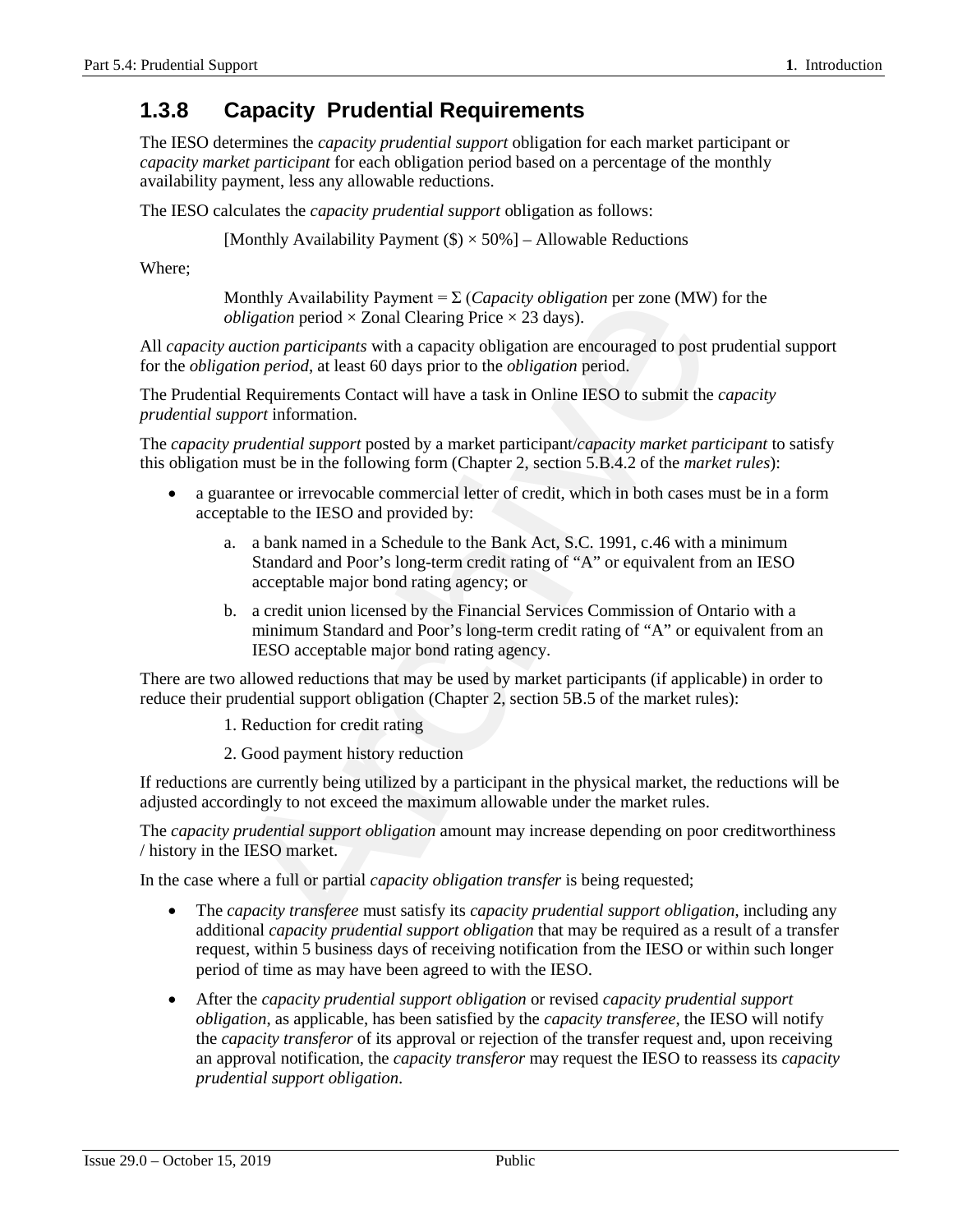### 1.3.8 Capacity Prudential Requirements

The IESO determines the *capacity prudential support* obligation for each market participant or *capacity market participant* for each obligation period based on a percentage of the monthly availability payment, less any allowable reductions.

The IESO calculates the *capacity prudential support* obligation as follows:

> [Monthly Availability Payment (\$) × 50%] – Allowable Reductions

Where;

> Monthly Availability Payment = Σ (*Capacity obligation* per zone (MW) for the *obligation* period × Zonal Clearing Price × 23 days).

All *capacity auction participants* with a capacity obligation are encouraged to post prudential support for the *obligation period*, at least 60 days prior to the *obligation* period.

The Prudential Requirements Contact will have a task in Online IESO to submit the *capacity prudential support* information.

The *capacity prudential support* posted by a market participant/*capacity market participant* to satisfy this obligation must be in the following form (Chapter 2, section 5.B.4.2 of the *market rules*):

- a guarantee or irrevocable commercial letter of credit, which in both cases must be in a form acceptable to the IESO and provided by:
  a. a bank named in a Schedule to the Bank Act, S.C. 1991, c.46 with a minimum Standard and Poor's long-term credit rating of "A" or equivalent from an IESO acceptable major bond rating agency; or
  b. a credit union licensed by the Financial Services Commission of Ontario with a minimum Standard and Poor's long-term credit rating of "A" or equivalent from an IESO acceptable major bond rating agency.

There are two allowed reductions that may be used by market participants (if applicable) in order to reduce their prudential support obligation (Chapter 2, section 5B.5 of the market rules):

1. Reduction for credit rating
2. Good payment history reduction

If reductions are currently being utilized by a participant in the physical market, the reductions will be adjusted accordingly to not exceed the maximum allowable under the market rules.

The *capacity prudential support obligation* amount may increase depending on poor creditworthiness / history in the IESO market.

In the case where a full or partial *capacity obligation transfer* is being requested;

- The *capacity transferee* must satisfy its *capacity prudential support obligation*, including any additional *capacity prudential support obligation* that may be required as a result of a transfer request, within 5 business days of receiving notification from the IESO or within such longer period of time as may have been agreed to with the IESO.
- After the *capacity prudential support obligation* or revised *capacity prudential support obligation*, as applicable, has been satisfied by the *capacity transferee*, the IESO will notify the *capacity transferor* of its approval or rejection of the transfer request and, upon receiving an approval notification, the *capacity transferor* may request the IESO to reassess its *capacity prudential support obligation*.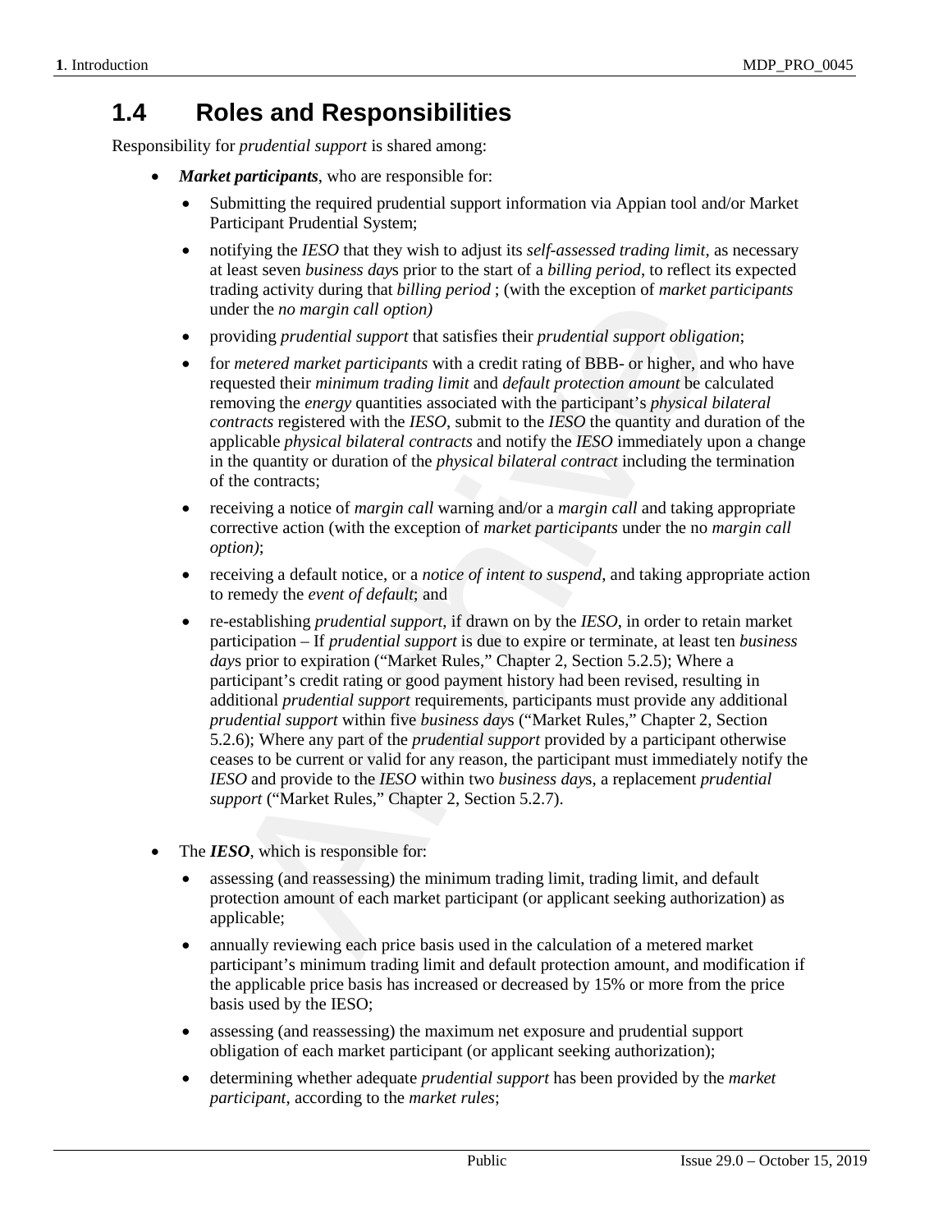## 1.4 Roles and Responsibilities

Responsibility for *prudential support* is shared among:

- ***Market participants***, who are responsible for:
  - Submitting the required prudential support information via Appian tool and/or Market Participant Prudential System;
  - notifying the *IESO* that they wish to adjust its *self-assessed trading limit*, as necessary at least seven *business day*s prior to the start of a *billing period*, to reflect its expected trading activity during that *billing period* ; (with the exception of *market participants* under the *no margin call option)*
  - providing *prudential support* that satisfies their *prudential support obligation*;
  - for *metered market participants* with a credit rating of BBB- or higher, and who have requested their *minimum trading limit* and *default protection amount* be calculated removing the *energy* quantities associated with the participant's *physical bilateral contracts* registered with the *IESO*, submit to the *IESO* the quantity and duration of the applicable *physical bilateral contracts* and notify the *IESO* immediately upon a change in the quantity or duration of the *physical bilateral contract* including the termination of the contracts;
  - receiving a notice of *margin call* warning and/or a *margin call* and taking appropriate corrective action (with the exception of *market participants* under the no *margin call option)*;
  - receiving a default notice, or a *notice of intent to suspend*, and taking appropriate action to remedy the *event of default*; and
  - re-establishing *prudential support*, if drawn on by the *IESO*, in order to retain market participation – If *prudential support* is due to expire or terminate, at least ten *business day*s prior to expiration ("Market Rules," Chapter 2, Section 5.2.5); Where a participant's credit rating or good payment history had been revised, resulting in additional *prudential support* requirements, participants must provide any additional *prudential support* within five *business day*s ("Market Rules," Chapter 2, Section 5.2.6); Where any part of the *prudential support* provided by a participant otherwise ceases to be current or valid for any reason, the participant must immediately notify the *IESO* and provide to the *IESO* within two *business day*s, a replacement *prudential support* ("Market Rules," Chapter 2, Section 5.2.7).

- The ***IESO***, which is responsible for:
  - assessing (and reassessing) the minimum trading limit, trading limit, and default protection amount of each market participant (or applicant seeking authorization) as applicable;
  - annually reviewing each price basis used in the calculation of a metered market participant's minimum trading limit and default protection amount, and modification if the applicable price basis has increased or decreased by 15% or more from the price basis used by the IESO;
  - assessing (and reassessing) the maximum net exposure and prudential support obligation of each market participant (or applicant seeking authorization);
  - determining whether adequate *prudential support* has been provided by the *market participant*, according to the *market rules*;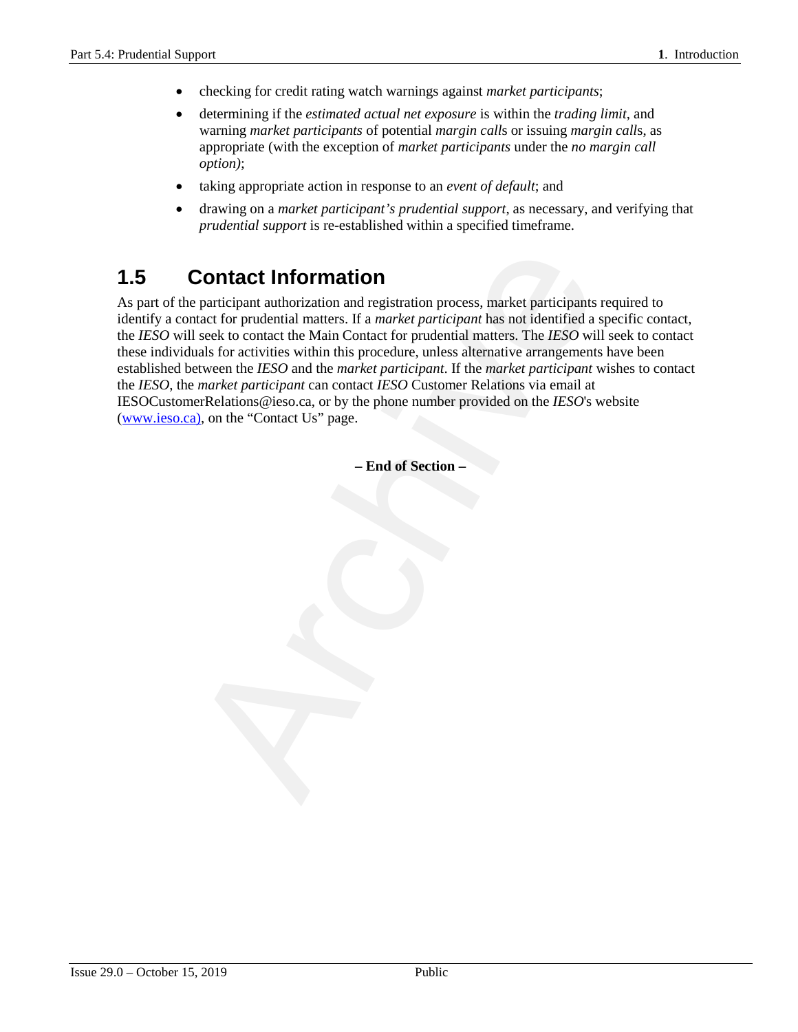- checking for credit rating watch warnings against *market participants*;
- determining if the *estimated actual net exposure* is within the *trading limit*, and warning *market participants* of potential *margin call*s or issuing *margin call*s, as appropriate (with the exception of *market participants* under the *no margin call option)*;
- taking appropriate action in response to an *event of default*; and
- drawing on a *market participant's prudential support*, as necessary, and verifying that *prudential support* is re-established within a specified timeframe.

## 1.5 Contact Information

As part of the participant authorization and registration process, market participants required to identify a contact for prudential matters. If a *market participant* has not identified a specific contact, the *IESO* will seek to contact the Main Contact for prudential matters. The *IESO* will seek to contact these individuals for activities within this procedure, unless alternative arrangements have been established between the *IESO* and the *market participant*. If the *market participant* wishes to contact the *IESO*, the *market participant* can contact *IESO* Customer Relations via email at IESOCustomerRelations@ieso.ca, or by the phone number provided on the *IESO*'s website (www.ieso.ca), on the "Contact Us" page.

**– End of Section –**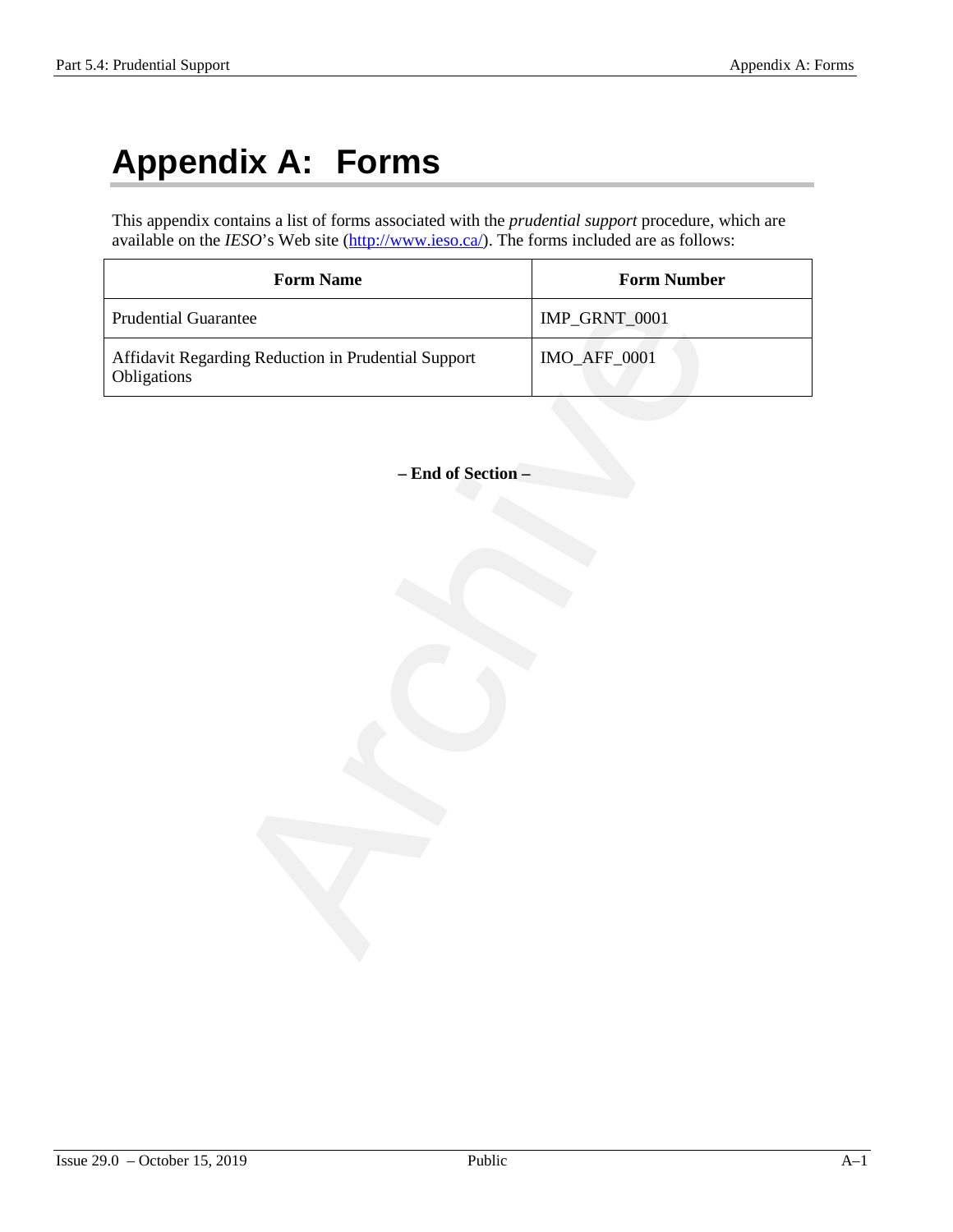# Appendix A: Forms

This appendix contains a list of forms associated with the *prudential support* procedure, which are available on the *IESO*'s Web site (http://www.ieso.ca/). The forms included are as follows:

| Form Name | Form Number |
|---|---|
| Prudential Guarantee | IMP_GRNT_0001 |
| Affidavit Regarding Reduction in Prudential Support Obligations | IMO_AFF_0001 |

**– End of Section –**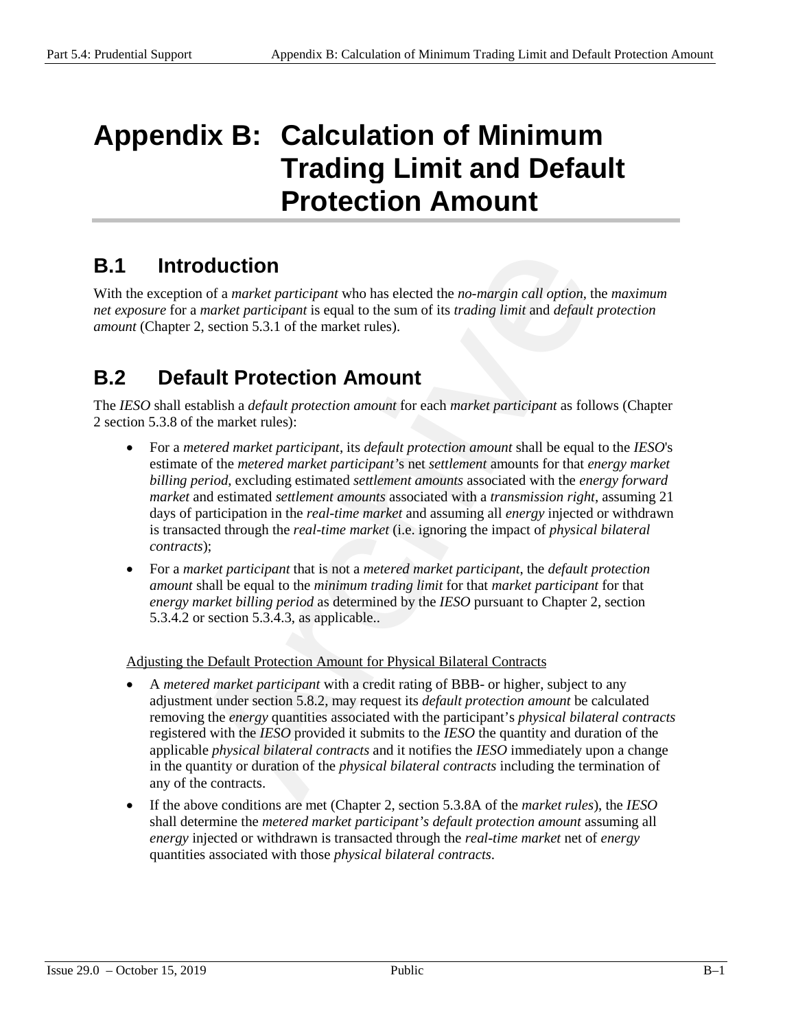# Appendix B: Calculation of Minimum Trading Limit and Default Protection Amount

## B.1 Introduction

With the exception of a *market participant* who has elected the *no-margin call option*, the *maximum net exposure* for a *market participant* is equal to the sum of its *trading limit* and *default protection amount* (Chapter 2, section 5.3.1 of the market rules).

## B.2 Default Protection Amount

The *IESO* shall establish a *default protection amount* for each *market participant* as follows (Chapter 2 section 5.3.8 of the market rules):

- For a *metered market participant*, its *default protection amount* shall be equal to the *IESO*'s estimate of the *metered market participant*'s net *settlement* amounts for that *energy market billing period*, excluding estimated *settlement amounts* associated with the *energy forward market* and estimated *settlement amounts* associated with a *transmission right*, assuming 21 days of participation in the *real-time market* and assuming all *energy* injected or withdrawn is transacted through the *real-time market* (i.e. ignoring the impact of *physical bilateral contracts*);
- For a *market participant* that is not a *metered market participant*, the *default protection amount* shall be equal to the *minimum trading limit* for that *market participant* for that *energy market billing period* as determined by the *IESO* pursuant to Chapter 2, section 5.3.4.2 or section 5.3.4.3, as applicable..

<u>Adjusting the Default Protection Amount for Physical Bilateral Contracts</u>

- A *metered market participant* with a credit rating of BBB- or higher, subject to any adjustment under section 5.8.2, may request its *default protection amount* be calculated removing the *energy* quantities associated with the participant's *physical bilateral contracts* registered with the *IESO* provided it submits to the *IESO* the quantity and duration of the applicable *physical bilateral contracts* and it notifies the *IESO* immediately upon a change in the quantity or duration of the *physical bilateral contracts* including the termination of any of the contracts.
- If the above conditions are met (Chapter 2, section 5.3.8A of the *market rules*), the *IESO* shall determine the *metered market participant's default protection amount* assuming all *energy* injected or withdrawn is transacted through the *real-time market* net of *energy* quantities associated with those *physical bilateral contracts*.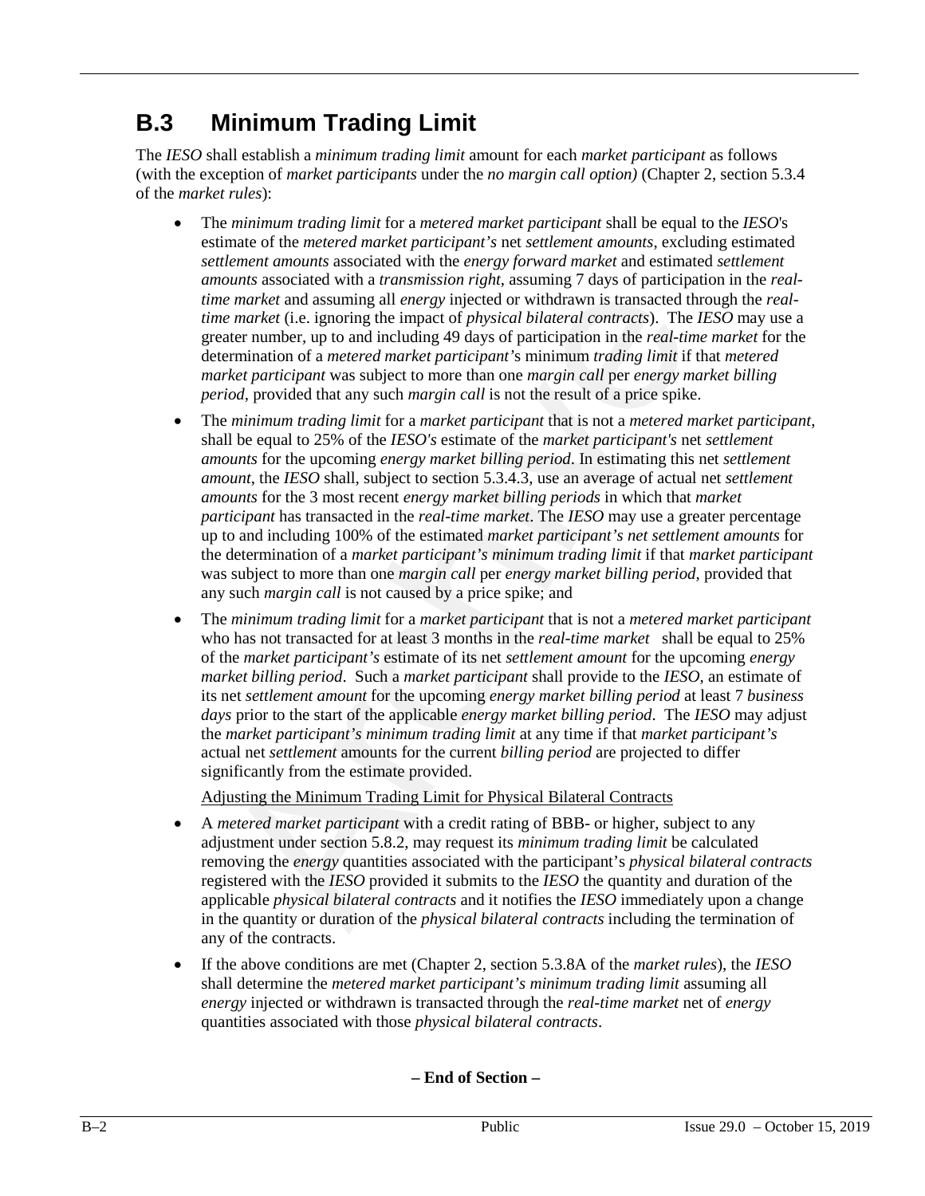## B.3 Minimum Trading Limit

The *IESO* shall establish a *minimum trading limit* amount for each *market participant* as follows (with the exception of *market participants* under the *no margin call option)* (Chapter 2, section 5.3.4 of the *market rules*):

- The *minimum trading limit* for a *metered market participant* shall be equal to the *IESO*'s estimate of the *metered market participant's* net *settlement amounts*, excluding estimated *settlement amounts* associated with the *energy forward market* and estimated *settlement amounts* associated with a *transmission right*, assuming 7 days of participation in the *real-time market* and assuming all *energy* injected or withdrawn is transacted through the *real-time market* (i.e. ignoring the impact of *physical bilateral contracts*). The *IESO* may use a greater number, up to and including 49 days of participation in the *real-time market* for the determination of a *metered market participant*'s minimum *trading limit* if that *metered market participant* was subject to more than one *margin call* per *energy market billing period*, provided that any such *margin call* is not the result of a price spike.
- The *minimum trading limit* for a *market participant* that is not a *metered market participant*, shall be equal to 25% of the *IESO's* estimate of the *market participant's* net *settlement amounts* for the upcoming *energy market billing period*. In estimating this net *settlement amount*, the *IESO* shall, subject to section 5.3.4.3, use an average of actual net *settlement amounts* for the 3 most recent *energy market billing periods* in which that *market participant* has transacted in the *real-time market*. The *IESO* may use a greater percentage up to and including 100% of the estimated *market participant's net settlement amounts* for the determination of a *market participant's minimum trading limit* if that *market participant* was subject to more than one *margin call* per *energy market billing period*, provided that any such *margin call* is not caused by a price spike; and
- The *minimum trading limit* for a *market participant* that is not a *metered market participant* who has not transacted for at least 3 months in the *real-time market* shall be equal to 25% of the *market participant's* estimate of its net *settlement amount* for the upcoming *energy market billing period*. Such a *market participant* shall provide to the *IESO*, an estimate of its net *settlement amount* for the upcoming *energy market billing period* at least 7 *business days* prior to the start of the applicable *energy market billing period*. The *IESO* may adjust the *market participant's minimum trading limit* at any time if that *market participant's* actual net *settlement* amounts for the current *billing period* are projected to differ significantly from the estimate provided.

Adjusting the Minimum Trading Limit for Physical Bilateral Contracts

- A *metered market participant* with a credit rating of BBB- or higher, subject to any adjustment under section 5.8.2, may request its *minimum trading limit* be calculated removing the *energy* quantities associated with the participant's *physical bilateral contracts* registered with the *IESO* provided it submits to the *IESO* the quantity and duration of the applicable *physical bilateral contracts* and it notifies the *IESO* immediately upon a change in the quantity or duration of the *physical bilateral contracts* including the termination of any of the contracts.
- If the above conditions are met (Chapter 2, section 5.3.8A of the *market rules*), the *IESO* shall determine the *metered market participant's minimum trading limit* assuming all *energy* injected or withdrawn is transacted through the *real-time market* net of *energy* quantities associated with those *physical bilateral contracts*.

**– End of Section –**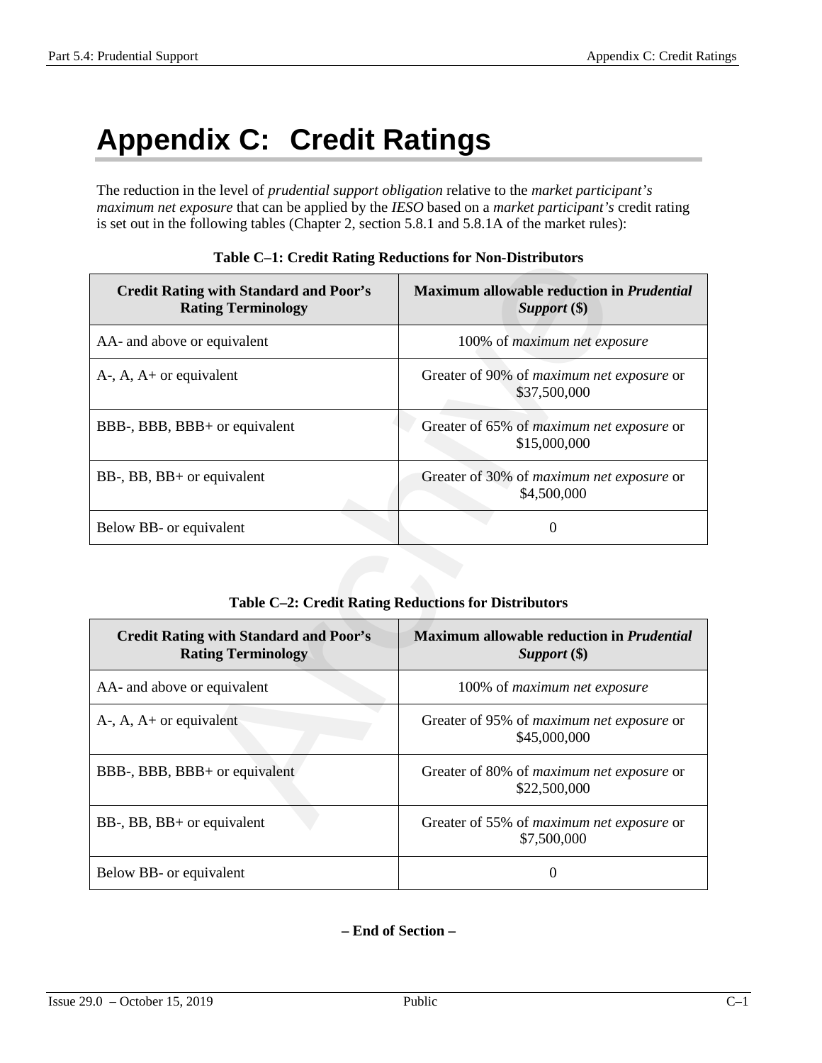# Appendix C: Credit Ratings

The reduction in the level of *prudential support obligation* relative to the *market participant's maximum net exposure* that can be applied by the *IESO* based on a *market participant's* credit rating is set out in the following tables (Chapter 2, section 5.8.1 and 5.8.1A of the market rules):

**Table C–1: Credit Rating Reductions for Non-Distributors**

| Credit Rating with Standard and Poor's Rating Terminology | Maximum allowable reduction in *Prudential Support* ($) |
|---|---|
| AA- and above or equivalent | 100% of *maximum net exposure* |
| A-, A, A+ or equivalent | Greater of 90% of *maximum net exposure* or $37,500,000 |
| BBB-, BBB, BBB+ or equivalent | Greater of 65% of *maximum net exposure* or $15,000,000 |
| BB-, BB, BB+ or equivalent | Greater of 30% of *maximum net exposure* or $4,500,000 |
| Below BB- or equivalent | 0 |

**Table C–2: Credit Rating Reductions for Distributors**

| Credit Rating with Standard and Poor's Rating Terminology | Maximum allowable reduction in *Prudential Support* ($) |
|---|---|
| AA- and above or equivalent | 100% of *maximum net exposure* |
| A-, A, A+ or equivalent | Greater of 95% of *maximum net exposure* or $45,000,000 |
| BBB-, BBB, BBB+ or equivalent | Greater of 80% of *maximum net exposure* or $22,500,000 |
| BB-, BB, BB+ or equivalent | Greater of 55% of *maximum net exposure* or $7,500,000 |
| Below BB- or equivalent | 0 |

**– End of Section –**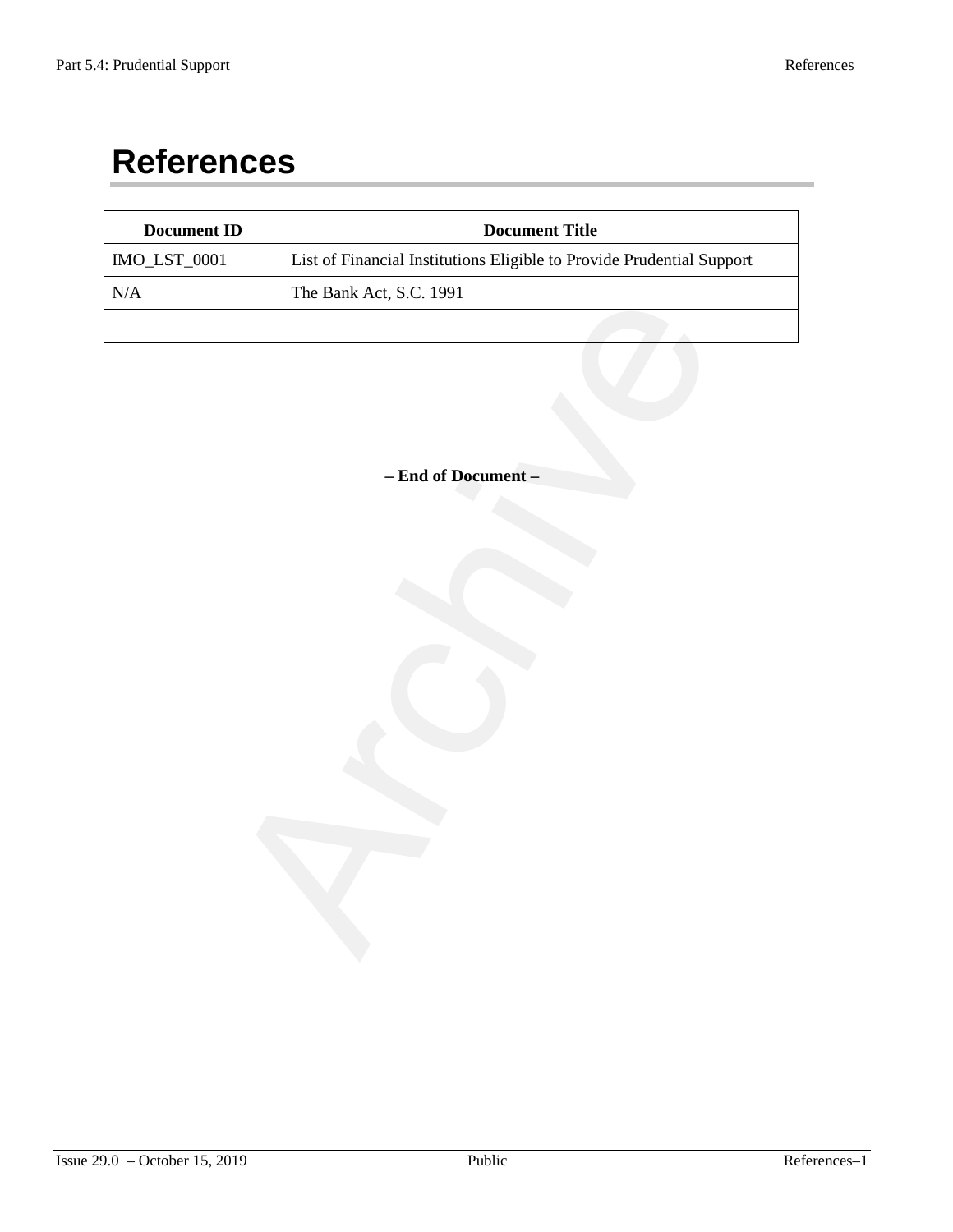# References

| Document ID | Document Title |
|---|---|
| IMO_LST_0001 | List of Financial Institutions Eligible to Provide Prudential Support |
| N/A | The Bank Act, S.C. 1991 |
| | |

**– End of Document –**